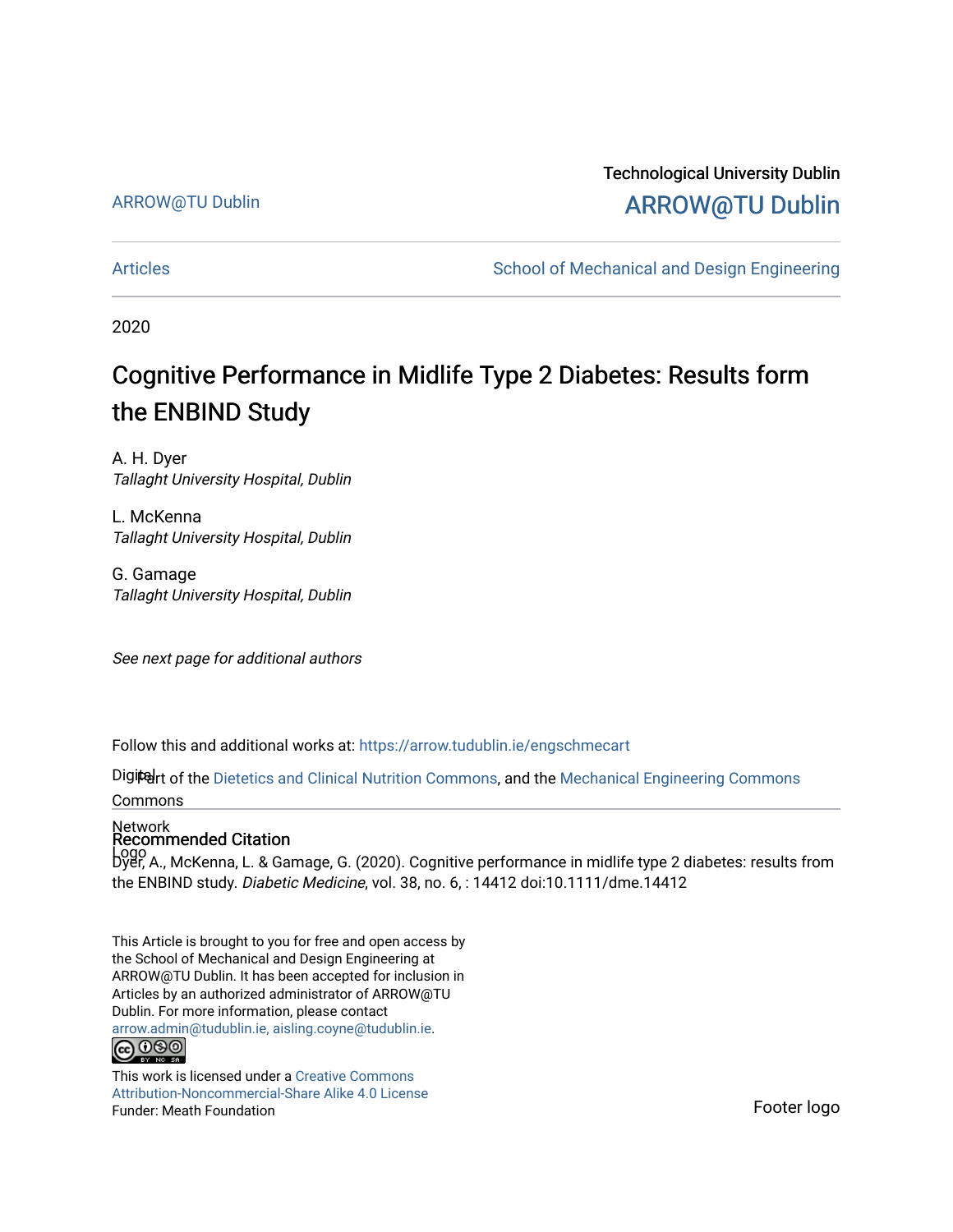ARROW@TU Dublin

Technological University Dublin

ARROW@TU Dublin

Articles

School of Mechanical and Design Engineering

2020

# Cognitive Performance in Midlife Type 2 Diabetes: Results form the ENBIND Study

A. H. Dyer
*Tallaght University Hospital, Dublin*

L. McKenna
*Tallaght University Hospital, Dublin*

G. Gamage
*Tallaght University Hospital, Dublin*

*See next page for additional authors*

Follow this and additional works at: https://arrow.tudublin.ie/engschmecart

Part of the Dietetics and Clinical Nutrition Commons, and the Mechanical Engineering Commons

## Recommended Citation

Dyer, A., McKenna, L. & Gamage, G. (2020). Cognitive performance in midlife type 2 diabetes: results from the ENBIND study. *Diabetic Medicine*, vol. 38, no. 6, : 14412 doi:10.1111/dme.14412

This Article is brought to you for free and open access by the School of Mechanical and Design Engineering at ARROW@TU Dublin. It has been accepted for inclusion in Articles by an authorized administrator of ARROW@TU Dublin. For more information, please contact arrow.admin@tudublin.ie, aisling.coyne@tudublin.ie.

This work is licensed under a Creative Commons Attribution-Noncommercial-Share Alike 4.0 License

Funder: Meath Foundation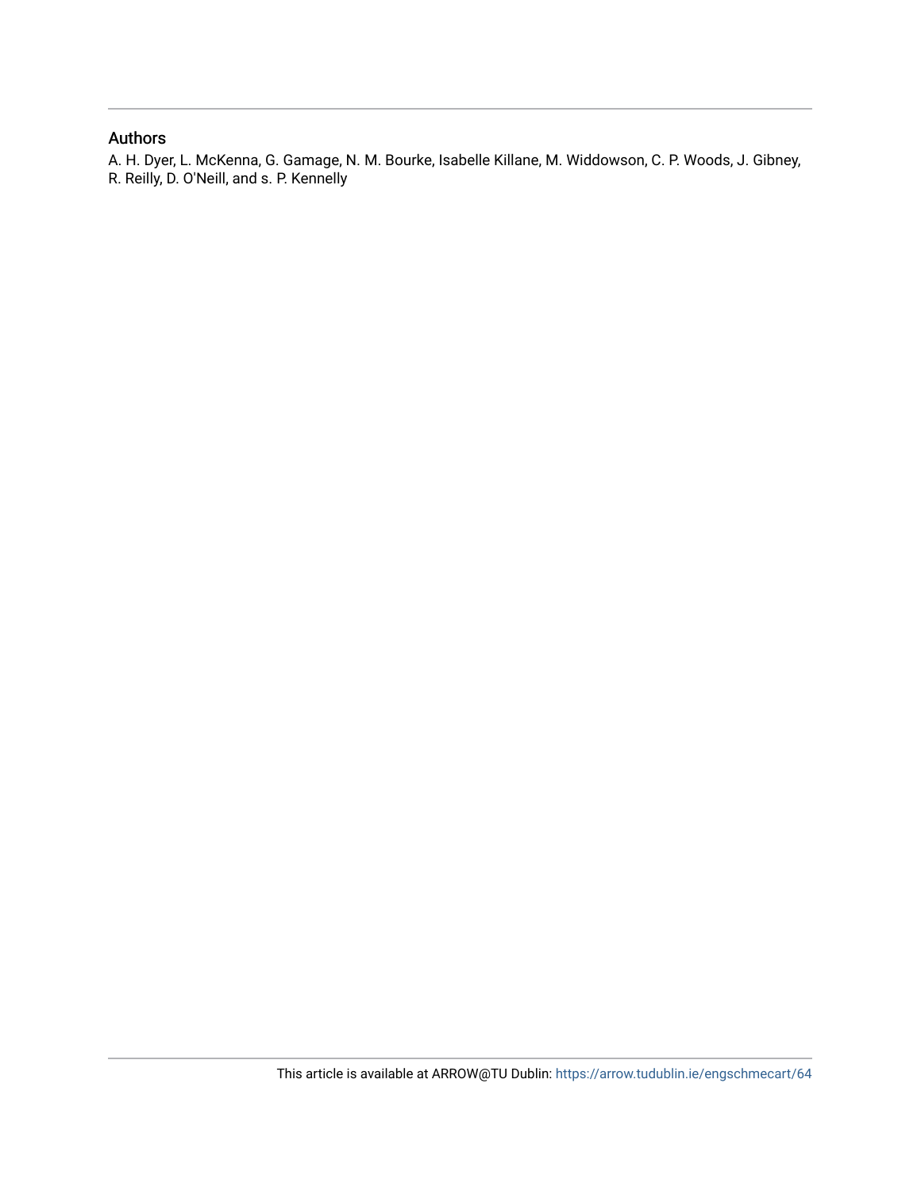## Authors

A. H. Dyer, L. McKenna, G. Gamage, N. M. Bourke, Isabelle Killane, M. Widdowson, C. P. Woods, J. Gibney, R. Reilly, D. O'Neill, and s. P. Kennelly

This article is available at ARROW@TU Dublin: https://arrow.tudublin.ie/engschmecart/64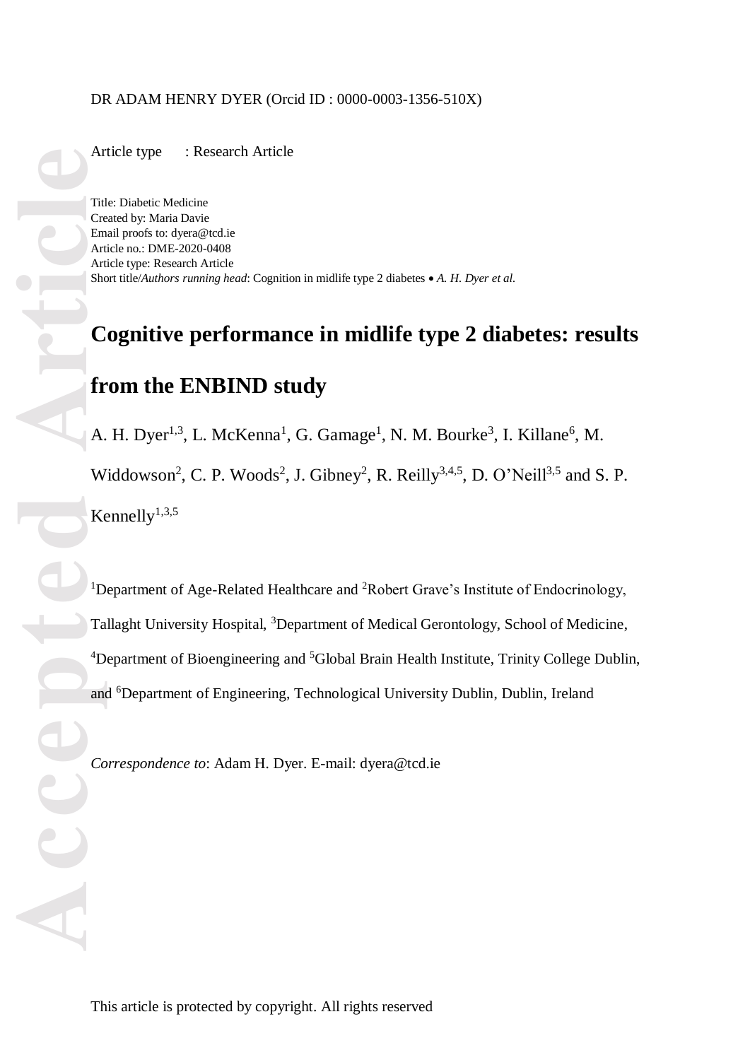DR ADAM HENRY DYER (Orcid ID : 0000-0003-1356-510X)

Article type : Research Article

Title: Diabetic Medicine
Created by: Maria Davie
Email proofs to: dyera@tcd.ie
Article no.: DME-2020-0408
Article type: Research Article
Short title/*Authors running head*: Cognition in midlife type 2 diabetes • *A. H. Dyer et al.*

# Cognitive performance in midlife type 2 diabetes: results from the ENBIND study

A. H. Dyer[1,3], L. McKenna[1], G. Gamage[1], N. M. Bourke[3], I. Killane[6], M. Widdowson[2], C. P. Woods[2], J. Gibney[2], R. Reilly[3,4,5], D. O'Neill[3,5] and S. P. Kennelly[1,3,5]

[1]Department of Age-Related Healthcare and [2]Robert Grave's Institute of Endocrinology, Tallaght University Hospital, [3]Department of Medical Gerontology, School of Medicine, [4]Department of Bioengineering and [5]Global Brain Health Institute, Trinity College Dublin, and [6]Department of Engineering, Technological University Dublin, Dublin, Ireland

*Correspondence to*: Adam H. Dyer. E-mail: dyera@tcd.ie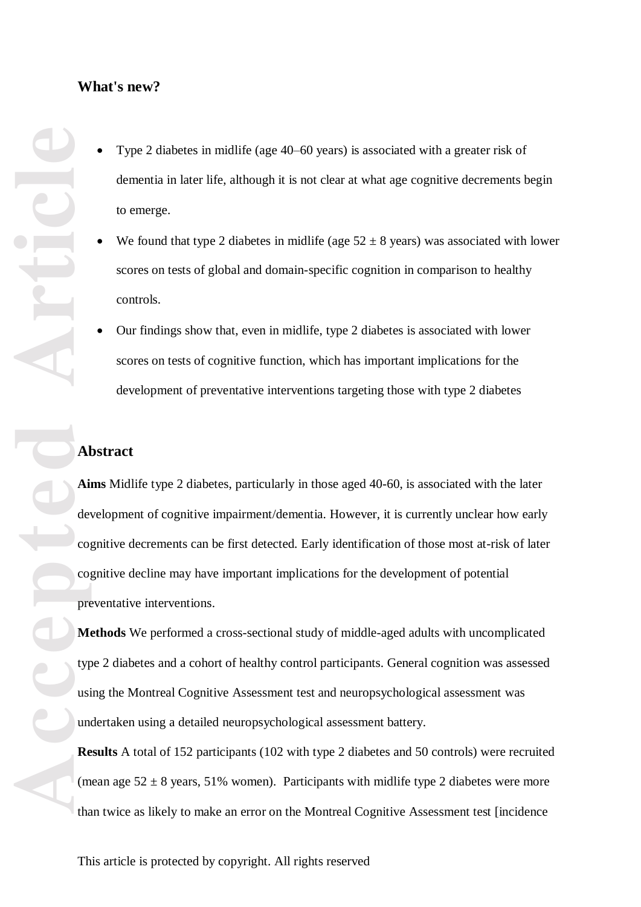**What's new?**

- Type 2 diabetes in midlife (age 40–60 years) is associated with a greater risk of dementia in later life, although it is not clear at what age cognitive decrements begin to emerge.
- We found that type 2 diabetes in midlife (age 52 ± 8 years) was associated with lower scores on tests of global and domain-specific cognition in comparison to healthy controls.
- Our findings show that, even in midlife, type 2 diabetes is associated with lower scores on tests of cognitive function, which has important implications for the development of preventative interventions targeting those with type 2 diabetes

## Abstract

**Aims** Midlife type 2 diabetes, particularly in those aged 40-60, is associated with the later development of cognitive impairment/dementia. However, it is currently unclear how early cognitive decrements can be first detected. Early identification of those most at-risk of later cognitive decline may have important implications for the development of potential preventative interventions.

**Methods** We performed a cross-sectional study of middle-aged adults with uncomplicated type 2 diabetes and a cohort of healthy control participants. General cognition was assessed using the Montreal Cognitive Assessment test and neuropsychological assessment was undertaken using a detailed neuropsychological assessment battery.

**Results** A total of 152 participants (102 with type 2 diabetes and 50 controls) were recruited (mean age 52 ± 8 years, 51% women). Participants with midlife type 2 diabetes were more than twice as likely to make an error on the Montreal Cognitive Assessment test [incidence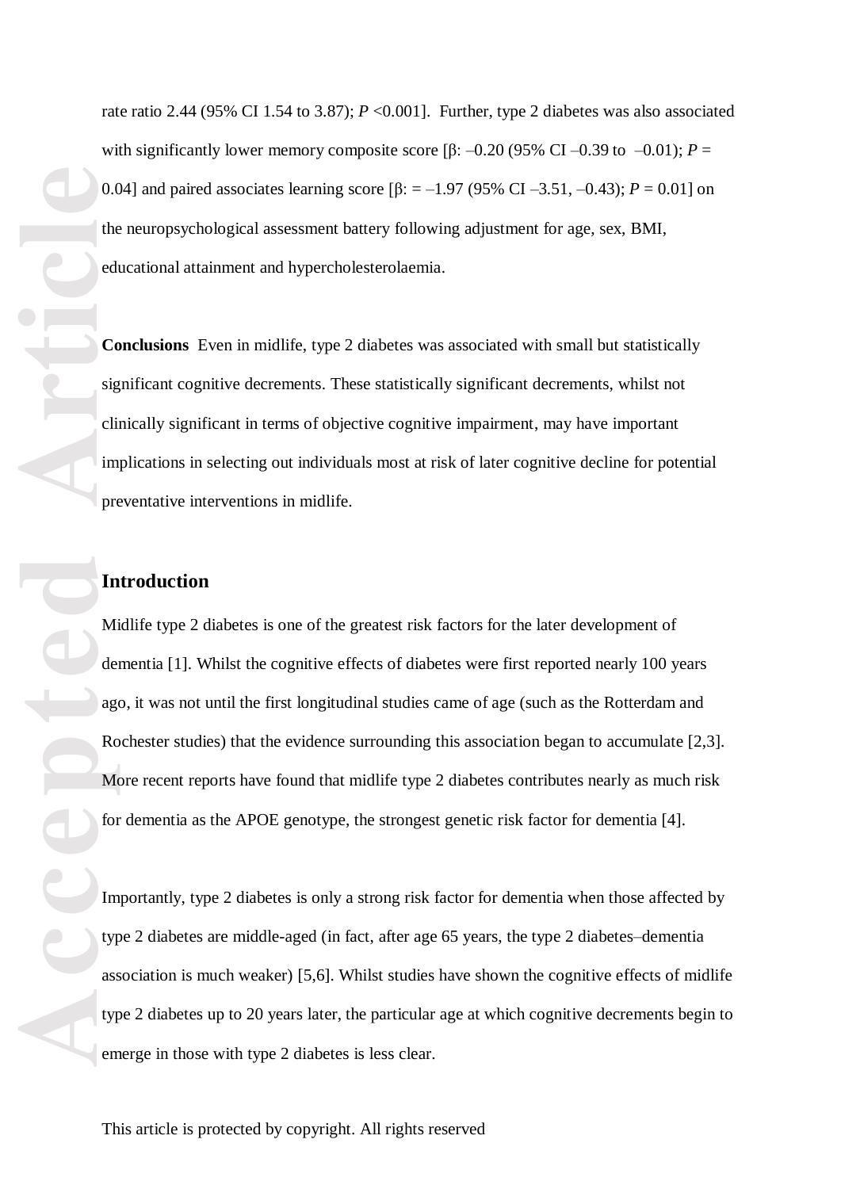rate ratio 2.44 (95% CI 1.54 to 3.87); $P$ <0.001]. Further, type 2 diabetes was also associated with significantly lower memory composite score [β: –0.20 (95% CI –0.39 to –0.01); $P$ = 0.04] and paired associates learning score [β: = –1.97 (95% CI –3.51, –0.43); $P$ = 0.01] on the neuropsychological assessment battery following adjustment for age, sex, BMI, educational attainment and hypercholesterolaemia.

**Conclusions** Even in midlife, type 2 diabetes was associated with small but statistically significant cognitive decrements. These statistically significant decrements, whilst not clinically significant in terms of objective cognitive impairment, may have important implications in selecting out individuals most at risk of later cognitive decline for potential preventative interventions in midlife.

## Introduction

Midlife type 2 diabetes is one of the greatest risk factors for the later development of dementia [1]. Whilst the cognitive effects of diabetes were first reported nearly 100 years ago, it was not until the first longitudinal studies came of age (such as the Rotterdam and Rochester studies) that the evidence surrounding this association began to accumulate [2,3]. More recent reports have found that midlife type 2 diabetes contributes nearly as much risk for dementia as the APOE genotype, the strongest genetic risk factor for dementia [4].

Importantly, type 2 diabetes is only a strong risk factor for dementia when those affected by type 2 diabetes are middle-aged (in fact, after age 65 years, the type 2 diabetes–dementia association is much weaker) [5,6]. Whilst studies have shown the cognitive effects of midlife type 2 diabetes up to 20 years later, the particular age at which cognitive decrements begin to emerge in those with type 2 diabetes is less clear.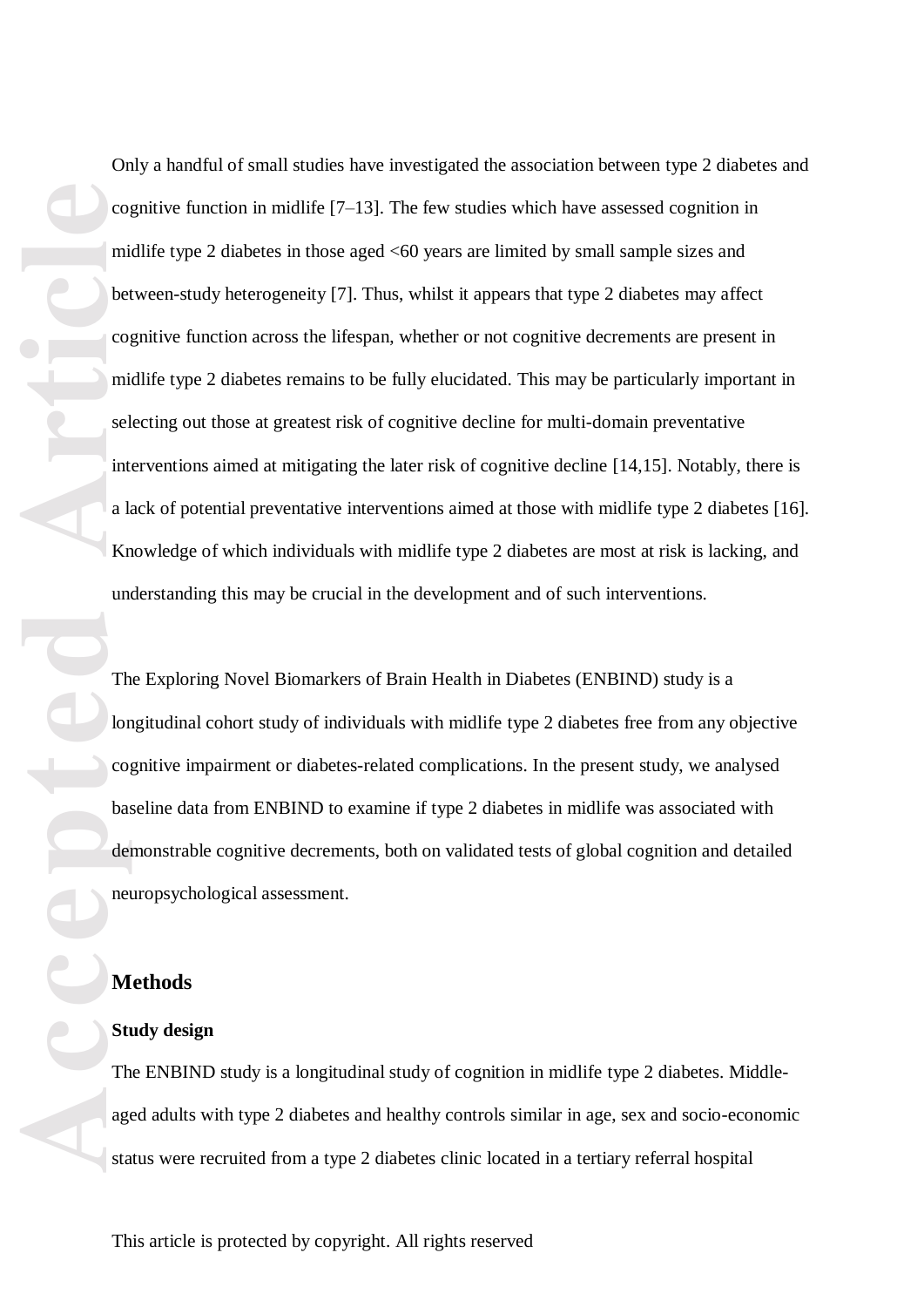Only a handful of small studies have investigated the association between type 2 diabetes and cognitive function in midlife [7–13]. The few studies which have assessed cognition in midlife type 2 diabetes in those aged <60 years are limited by small sample sizes and between-study heterogeneity [7]. Thus, whilst it appears that type 2 diabetes may affect cognitive function across the lifespan, whether or not cognitive decrements are present in midlife type 2 diabetes remains to be fully elucidated. This may be particularly important in selecting out those at greatest risk of cognitive decline for multi-domain preventative interventions aimed at mitigating the later risk of cognitive decline [14,15]. Notably, there is a lack of potential preventative interventions aimed at those with midlife type 2 diabetes [16]. Knowledge of which individuals with midlife type 2 diabetes are most at risk is lacking, and understanding this may be crucial in the development and of such interventions.

The Exploring Novel Biomarkers of Brain Health in Diabetes (ENBIND) study is a longitudinal cohort study of individuals with midlife type 2 diabetes free from any objective cognitive impairment or diabetes-related complications. In the present study, we analysed baseline data from ENBIND to examine if type 2 diabetes in midlife was associated with demonstrable cognitive decrements, both on validated tests of global cognition and detailed neuropsychological assessment.

## Methods

### Study design

The ENBIND study is a longitudinal study of cognition in midlife type 2 diabetes. Middle-aged adults with type 2 diabetes and healthy controls similar in age, sex and socio-economic status were recruited from a type 2 diabetes clinic located in a tertiary referral hospital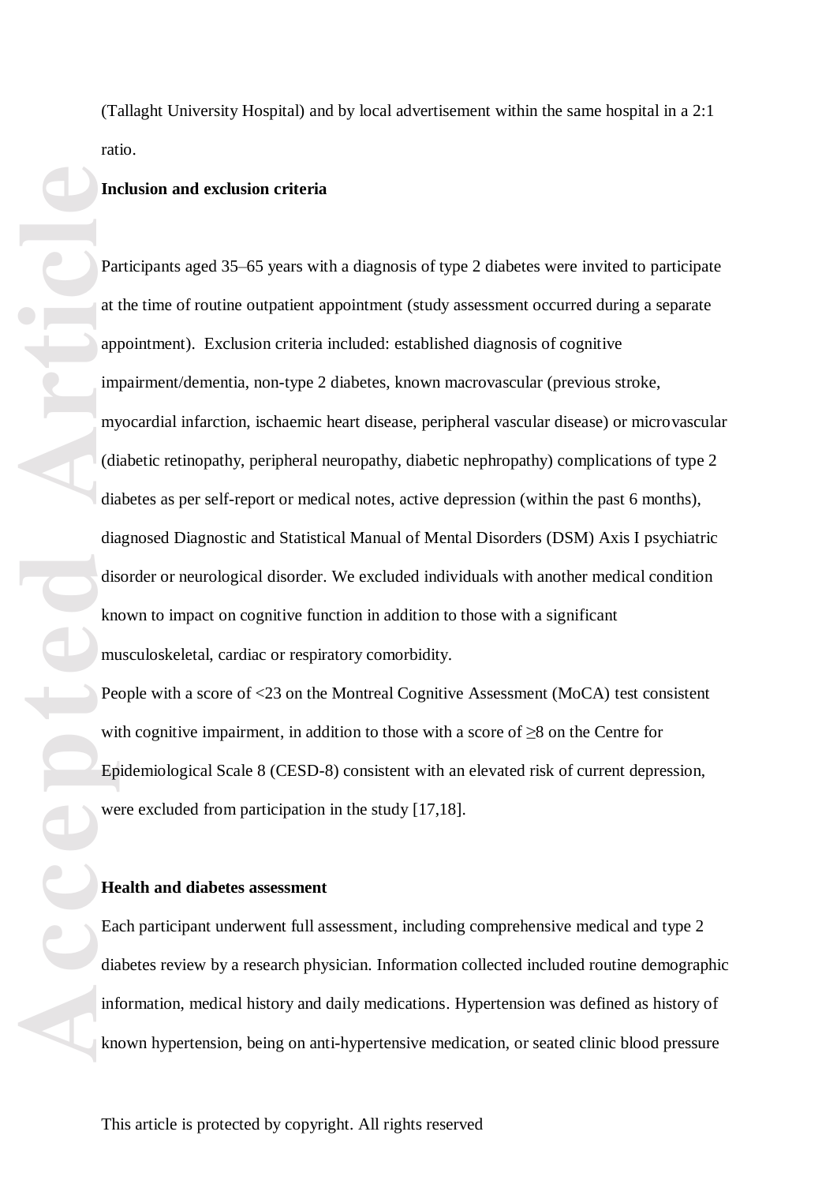(Tallaght University Hospital) and by local advertisement within the same hospital in a 2:1 ratio.

**Inclusion and exclusion criteria**

Participants aged 35–65 years with a diagnosis of type 2 diabetes were invited to participate at the time of routine outpatient appointment (study assessment occurred during a separate appointment). Exclusion criteria included: established diagnosis of cognitive impairment/dementia, non-type 2 diabetes, known macrovascular (previous stroke, myocardial infarction, ischaemic heart disease, peripheral vascular disease) or microvascular (diabetic retinopathy, peripheral neuropathy, diabetic nephropathy) complications of type 2 diabetes as per self-report or medical notes, active depression (within the past 6 months), diagnosed Diagnostic and Statistical Manual of Mental Disorders (DSM) Axis I psychiatric disorder or neurological disorder. We excluded individuals with another medical condition known to impact on cognitive function in addition to those with a significant musculoskeletal, cardiac or respiratory comorbidity.

People with a score of <23 on the Montreal Cognitive Assessment (MoCA) test consistent with cognitive impairment, in addition to those with a score of ≥8 on the Centre for Epidemiological Scale 8 (CESD-8) consistent with an elevated risk of current depression, were excluded from participation in the study [17,18].

**Health and diabetes assessment**

Each participant underwent full assessment, including comprehensive medical and type 2 diabetes review by a research physician. Information collected included routine demographic information, medical history and daily medications. Hypertension was defined as history of known hypertension, being on anti-hypertensive medication, or seated clinic blood pressure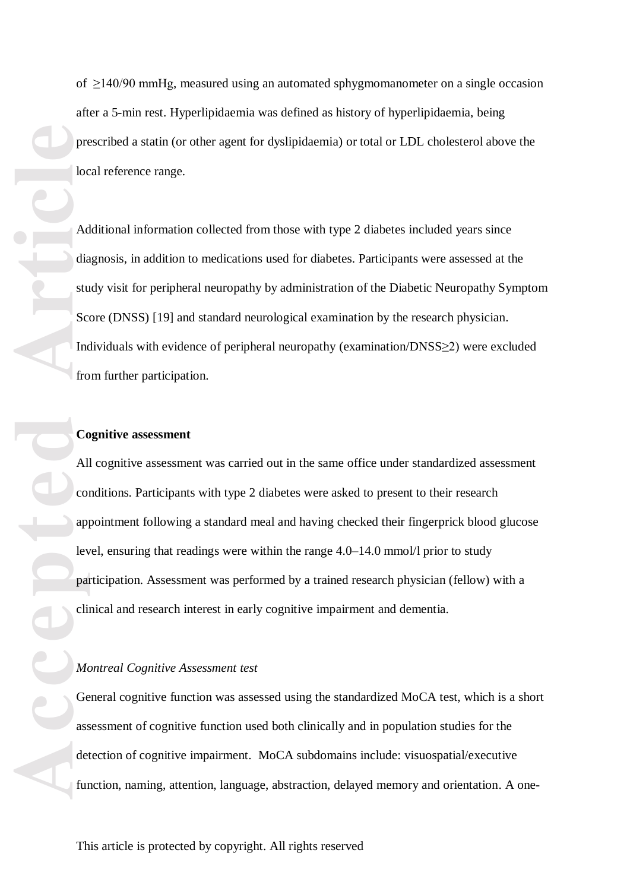of ≥140/90 mmHg, measured using an automated sphygmomanometer on a single occasion after a 5-min rest. Hyperlipidaemia was defined as history of hyperlipidaemia, being prescribed a statin (or other agent for dyslipidaemia) or total or LDL cholesterol above the local reference range.

Additional information collected from those with type 2 diabetes included years since diagnosis, in addition to medications used for diabetes. Participants were assessed at the study visit for peripheral neuropathy by administration of the Diabetic Neuropathy Symptom Score (DNSS) [19] and standard neurological examination by the research physician. Individuals with evidence of peripheral neuropathy (examination/DNSS≥2) were excluded from further participation.

**Cognitive assessment**

All cognitive assessment was carried out in the same office under standardized assessment conditions. Participants with type 2 diabetes were asked to present to their research appointment following a standard meal and having checked their fingerprick blood glucose level, ensuring that readings were within the range 4.0–14.0 mmol/l prior to study participation. Assessment was performed by a trained research physician (fellow) with a clinical and research interest in early cognitive impairment and dementia.

*Montreal Cognitive Assessment test*

General cognitive function was assessed using the standardized MoCA test, which is a short assessment of cognitive function used both clinically and in population studies for the detection of cognitive impairment. MoCA subdomains include: visuospatial/executive function, naming, attention, language, abstraction, delayed memory and orientation. A one-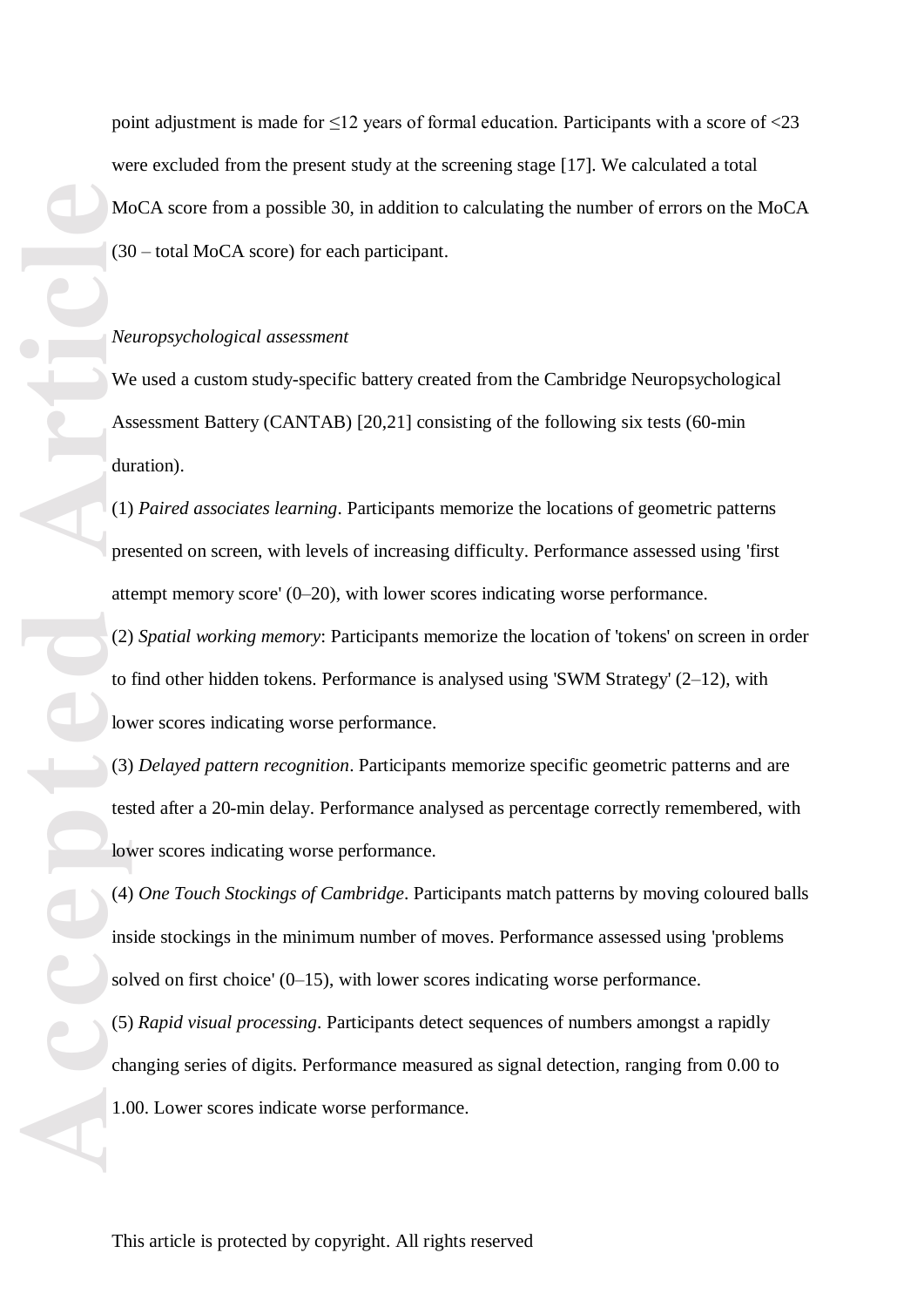point adjustment is made for ≤12 years of formal education. Participants with a score of <23 were excluded from the present study at the screening stage [17]. We calculated a total MoCA score from a possible 30, in addition to calculating the number of errors on the MoCA (30 – total MoCA score) for each participant.

*Neuropsychological assessment*

We used a custom study-specific battery created from the Cambridge Neuropsychological Assessment Battery (CANTAB) [20,21] consisting of the following six tests (60-min duration).

(1) *Paired associates learning*. Participants memorize the locations of geometric patterns presented on screen, with levels of increasing difficulty. Performance assessed using 'first attempt memory score' (0–20), with lower scores indicating worse performance.

(2) *Spatial working memory*: Participants memorize the location of 'tokens' on screen in order to find other hidden tokens. Performance is analysed using 'SWM Strategy' (2–12), with lower scores indicating worse performance.

(3) *Delayed pattern recognition*. Participants memorize specific geometric patterns and are tested after a 20-min delay. Performance analysed as percentage correctly remembered, with lower scores indicating worse performance.

(4) *One Touch Stockings of Cambridge*. Participants match patterns by moving coloured balls inside stockings in the minimum number of moves. Performance assessed using 'problems solved on first choice' (0–15), with lower scores indicating worse performance.

(5) *Rapid visual processing*. Participants detect sequences of numbers amongst a rapidly changing series of digits. Performance measured as signal detection, ranging from 0.00 to 1.00. Lower scores indicate worse performance.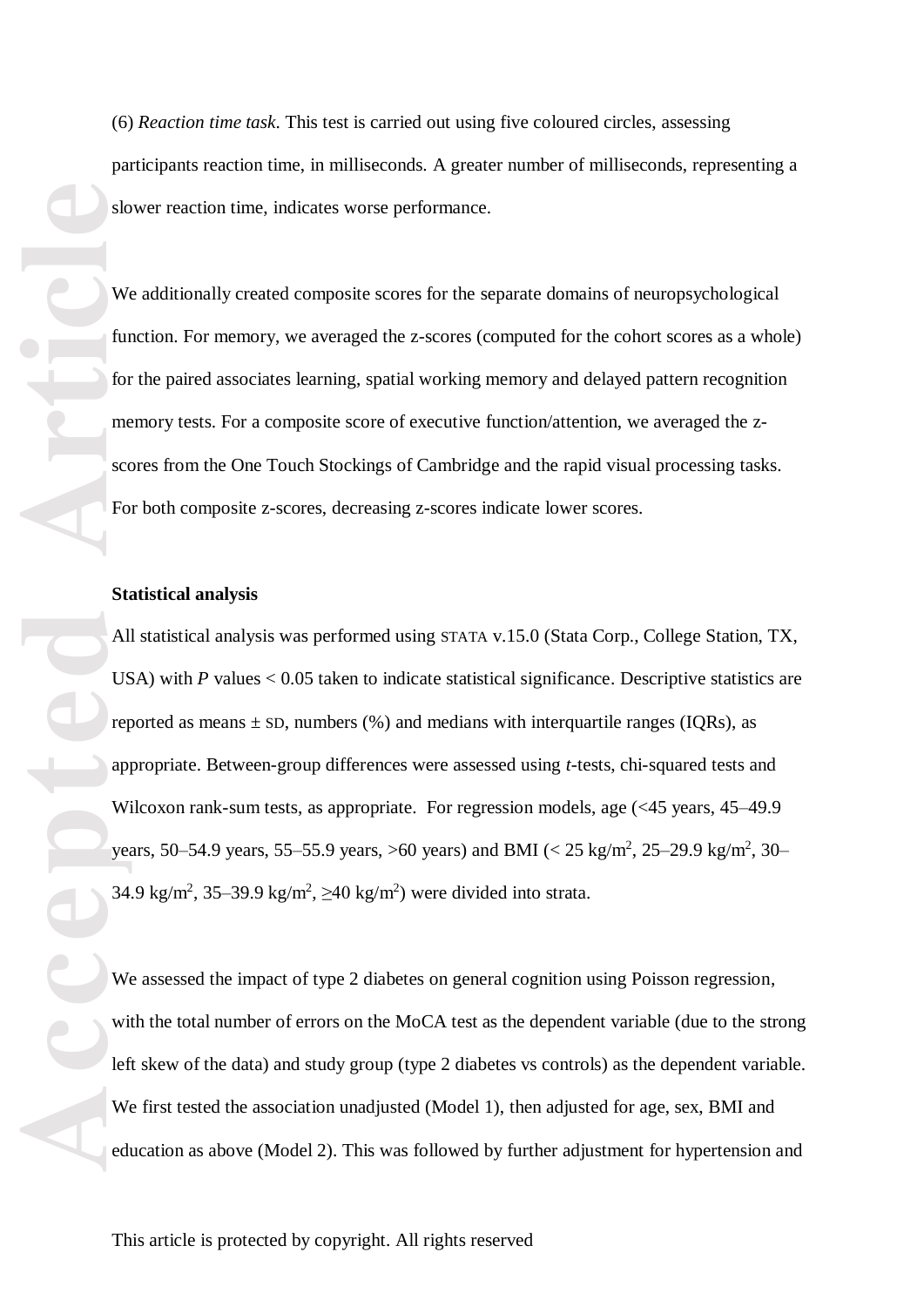(6) *Reaction time task*. This test is carried out using five coloured circles, assessing participants reaction time, in milliseconds. A greater number of milliseconds, representing a slower reaction time, indicates worse performance.

We additionally created composite scores for the separate domains of neuropsychological function. For memory, we averaged the z-scores (computed for the cohort scores as a whole) for the paired associates learning, spatial working memory and delayed pattern recognition memory tests. For a composite score of executive function/attention, we averaged the z-scores from the One Touch Stockings of Cambridge and the rapid visual processing tasks. For both composite z-scores, decreasing z-scores indicate lower scores.

**Statistical analysis**

All statistical analysis was performed using STATA v.15.0 (Stata Corp., College Station, TX, USA) with *P* values < 0.05 taken to indicate statistical significance. Descriptive statistics are reported as means ± SD, numbers (%) and medians with interquartile ranges (IQRs), as appropriate. Between-group differences were assessed using *t*-tests, chi-squared tests and Wilcoxon rank-sum tests, as appropriate. For regression models, age (<45 years, 45–49.9 years, 50–54.9 years, 55–55.9 years, >60 years) and BMI (< 25 kg/m$^2$, 25–29.9 kg/m$^2$, 30–34.9 kg/m$^2$, 35–39.9 kg/m$^2$, ≥40 kg/m$^2$) were divided into strata.

We assessed the impact of type 2 diabetes on general cognition using Poisson regression, with the total number of errors on the MoCA test as the dependent variable (due to the strong left skew of the data) and study group (type 2 diabetes vs controls) as the dependent variable. We first tested the association unadjusted (Model 1), then adjusted for age, sex, BMI and education as above (Model 2). This was followed by further adjustment for hypertension and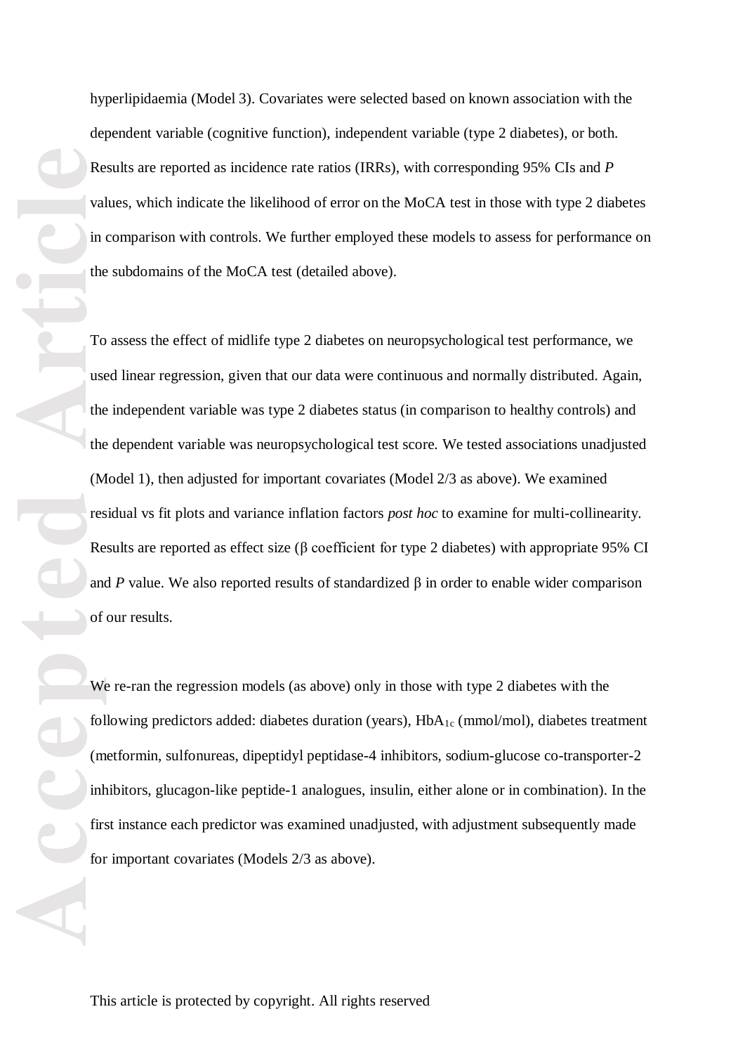hyperlipidaemia (Model 3). Covariates were selected based on known association with the dependent variable (cognitive function), independent variable (type 2 diabetes), or both. Results are reported as incidence rate ratios (IRRs), with corresponding 95% CIs and *P* values, which indicate the likelihood of error on the MoCA test in those with type 2 diabetes in comparison with controls. We further employed these models to assess for performance on the subdomains of the MoCA test (detailed above).

To assess the effect of midlife type 2 diabetes on neuropsychological test performance, we used linear regression, given that our data were continuous and normally distributed. Again, the independent variable was type 2 diabetes status (in comparison to healthy controls) and the dependent variable was neuropsychological test score. We tested associations unadjusted (Model 1), then adjusted for important covariates (Model 2/3 as above). We examined residual vs fit plots and variance inflation factors *post hoc* to examine for multi-collinearity. Results are reported as effect size (β coefficient for type 2 diabetes) with appropriate 95% CI and *P* value. We also reported results of standardized β in order to enable wider comparison of our results.

We re-ran the regression models (as above) only in those with type 2 diabetes with the following predictors added: diabetes duration (years), $HbA_{1c}$ (mmol/mol), diabetes treatment (metformin, sulfonureas, dipeptidyl peptidase-4 inhibitors, sodium-glucose co-transporter-2 inhibitors, glucagon-like peptide-1 analogues, insulin, either alone or in combination). In the first instance each predictor was examined unadjusted, with adjustment subsequently made for important covariates (Models 2/3 as above).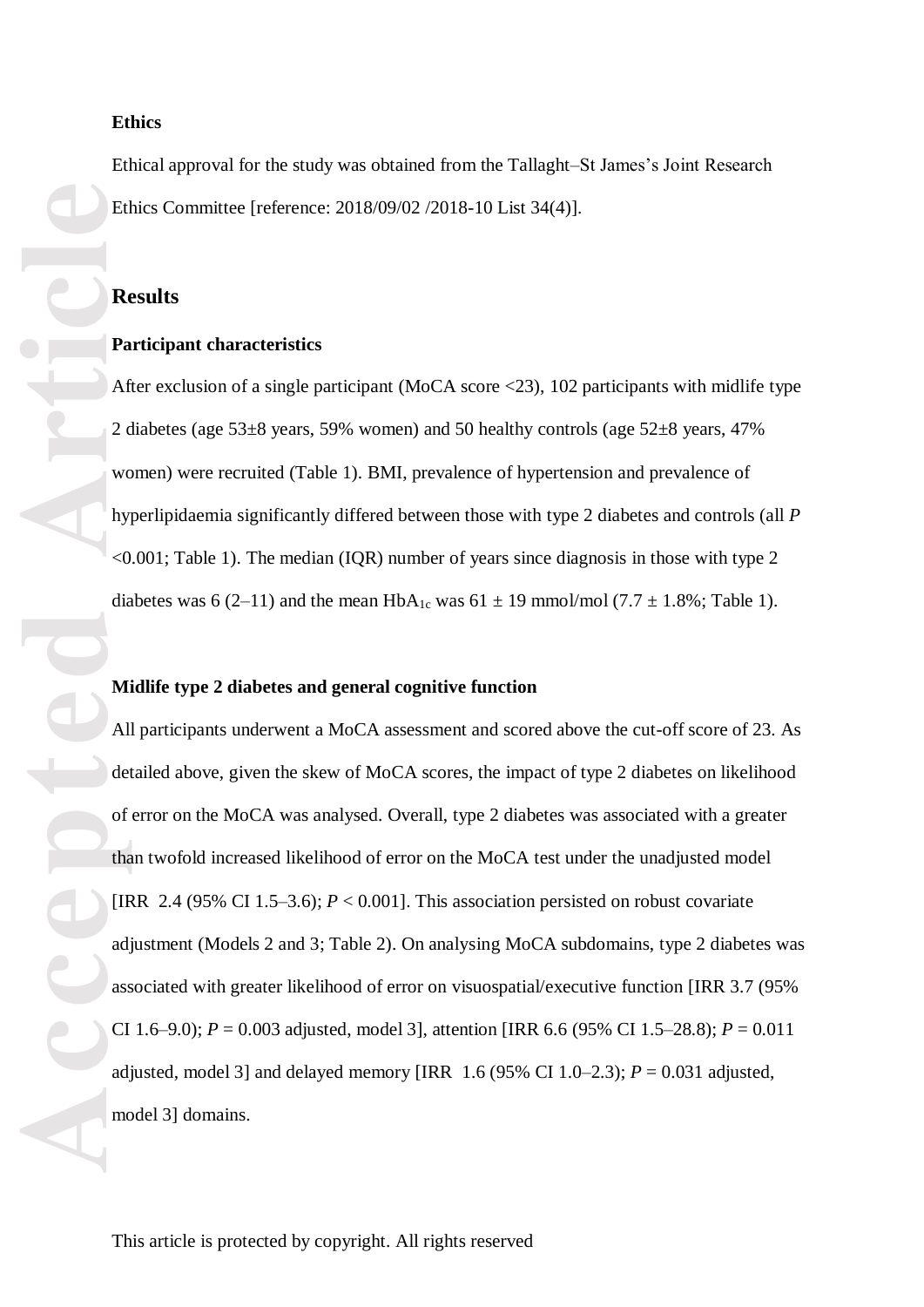**Ethics**

Ethical approval for the study was obtained from the Tallaght–St James's Joint Research Ethics Committee [reference: 2018/09/02 /2018-10 List 34(4)].

## Results

**Participant characteristics**

After exclusion of a single participant (MoCA score <23), 102 participants with midlife type 2 diabetes (age 53±8 years, 59% women) and 50 healthy controls (age 52±8 years, 47% women) were recruited (Table 1). BMI, prevalence of hypertension and prevalence of hyperlipidaemia significantly differed between those with type 2 diabetes and controls (all $P$ <0.001; Table 1). The median (IQR) number of years since diagnosis in those with type 2 diabetes was 6 (2–11) and the mean $HbA_{1c}$ was 61 ± 19 mmol/mol (7.7 ± 1.8%; Table 1).

**Midlife type 2 diabetes and general cognitive function**

All participants underwent a MoCA assessment and scored above the cut-off score of 23. As detailed above, given the skew of MoCA scores, the impact of type 2 diabetes on likelihood of error on the MoCA was analysed. Overall, type 2 diabetes was associated with a greater than twofold increased likelihood of error on the MoCA test under the unadjusted model [IRR 2.4 (95% CI 1.5–3.6); $P < 0.001$]. This association persisted on robust covariate adjustment (Models 2 and 3; Table 2). On analysing MoCA subdomains, type 2 diabetes was associated with greater likelihood of error on visuospatial/executive function [IRR 3.7 (95% CI 1.6–9.0); $P = 0.003$ adjusted, model 3], attention [IRR 6.6 (95% CI 1.5–28.8); $P = 0.011$ adjusted, model 3] and delayed memory [IRR 1.6 (95% CI 1.0–2.3); $P = 0.031$ adjusted, model 3] domains.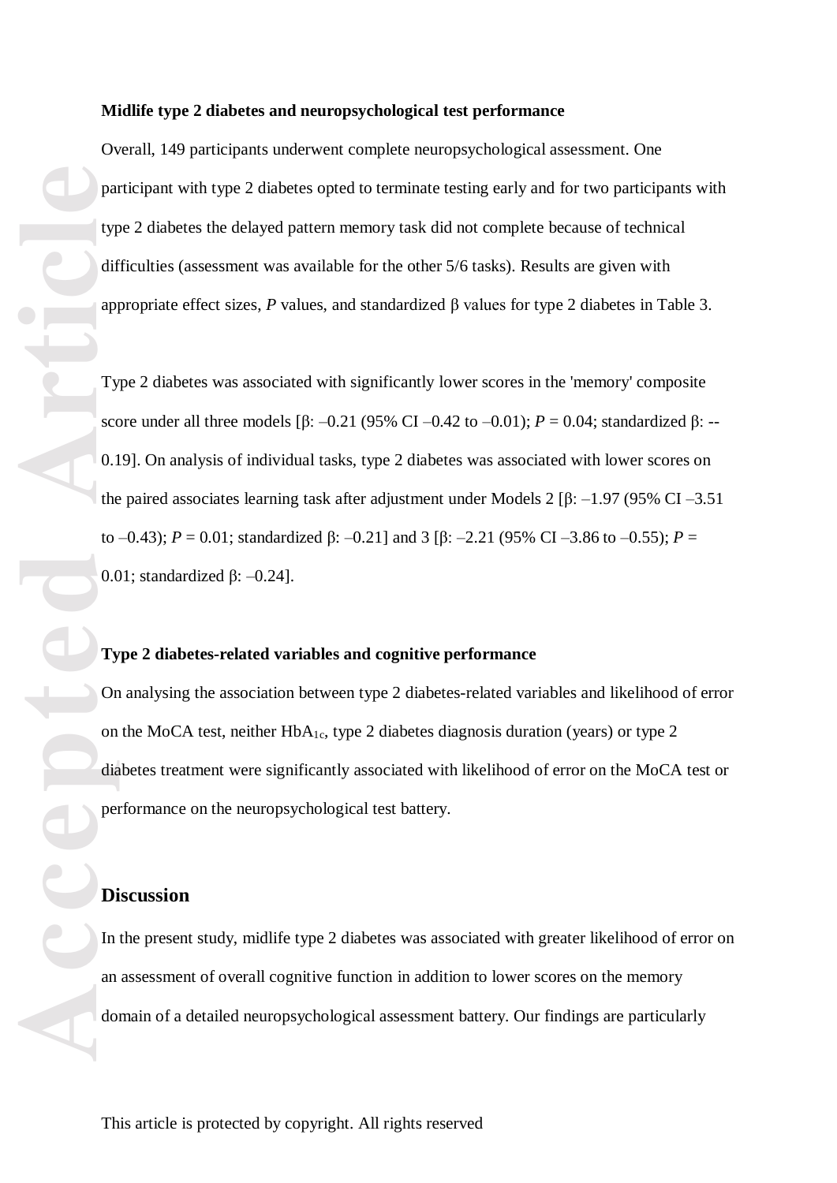**Midlife type 2 diabetes and neuropsychological test performance**

Overall, 149 participants underwent complete neuropsychological assessment. One participant with type 2 diabetes opted to terminate testing early and for two participants with type 2 diabetes the delayed pattern memory task did not complete because of technical difficulties (assessment was available for the other 5/6 tasks). Results are given with appropriate effect sizes, *P* values, and standardized β values for type 2 diabetes in Table 3.

Type 2 diabetes was associated with significantly lower scores in the 'memory' composite score under all three models [β: –0.21 (95% CI –0.42 to –0.01); *P* = 0.04; standardized β: --0.19]. On analysis of individual tasks, type 2 diabetes was associated with lower scores on the paired associates learning task after adjustment under Models 2 [β: –1.97 (95% CI –3.51 to –0.43); *P* = 0.01; standardized β: –0.21] and 3 [β: –2.21 (95% CI –3.86 to –0.55); *P* = 0.01; standardized β: –0.24].

**Type 2 diabetes-related variables and cognitive performance**

On analysing the association between type 2 diabetes-related variables and likelihood of error on the MoCA test, neither $HbA_{1c}$, type 2 diabetes diagnosis duration (years) or type 2 diabetes treatment were significantly associated with likelihood of error on the MoCA test or performance on the neuropsychological test battery.

## Discussion

In the present study, midlife type 2 diabetes was associated with greater likelihood of error on an assessment of overall cognitive function in addition to lower scores on the memory domain of a detailed neuropsychological assessment battery. Our findings are particularly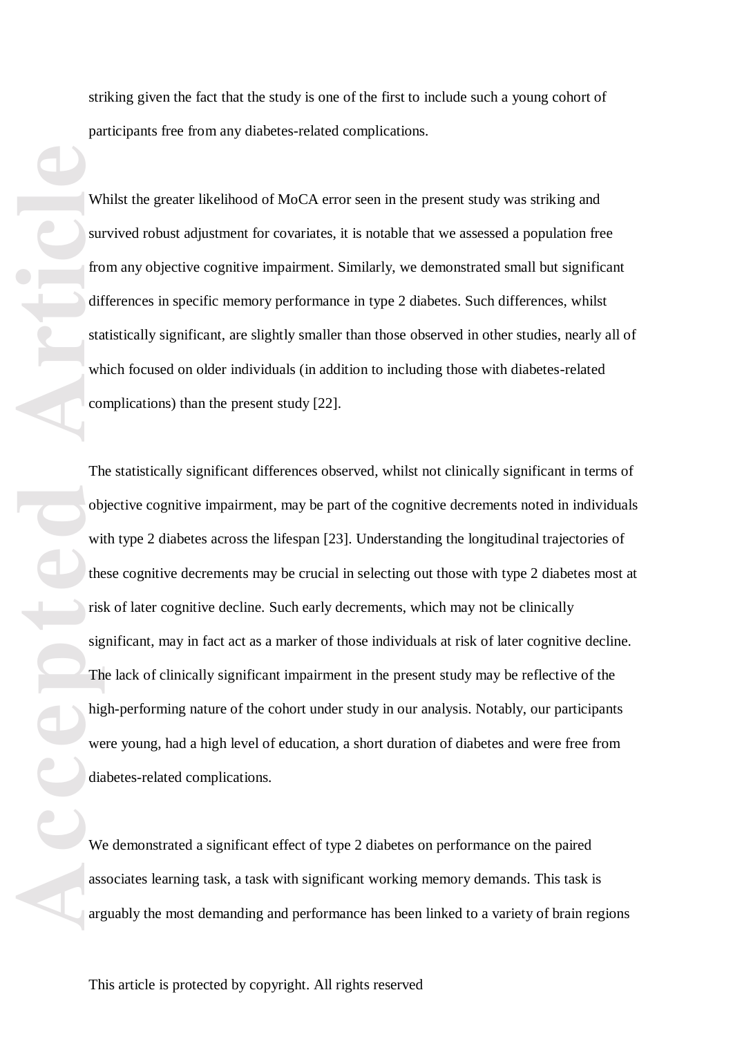striking given the fact that the study is one of the first to include such a young cohort of participants free from any diabetes-related complications.

Whilst the greater likelihood of MoCA error seen in the present study was striking and survived robust adjustment for covariates, it is notable that we assessed a population free from any objective cognitive impairment. Similarly, we demonstrated small but significant differences in specific memory performance in type 2 diabetes. Such differences, whilst statistically significant, are slightly smaller than those observed in other studies, nearly all of which focused on older individuals (in addition to including those with diabetes-related complications) than the present study [22].

The statistically significant differences observed, whilst not clinically significant in terms of objective cognitive impairment, may be part of the cognitive decrements noted in individuals with type 2 diabetes across the lifespan [23]. Understanding the longitudinal trajectories of these cognitive decrements may be crucial in selecting out those with type 2 diabetes most at risk of later cognitive decline. Such early decrements, which may not be clinically significant, may in fact act as a marker of those individuals at risk of later cognitive decline. The lack of clinically significant impairment in the present study may be reflective of the high-performing nature of the cohort under study in our analysis. Notably, our participants were young, had a high level of education, a short duration of diabetes and were free from diabetes-related complications.

We demonstrated a significant effect of type 2 diabetes on performance on the paired associates learning task, a task with significant working memory demands. This task is arguably the most demanding and performance has been linked to a variety of brain regions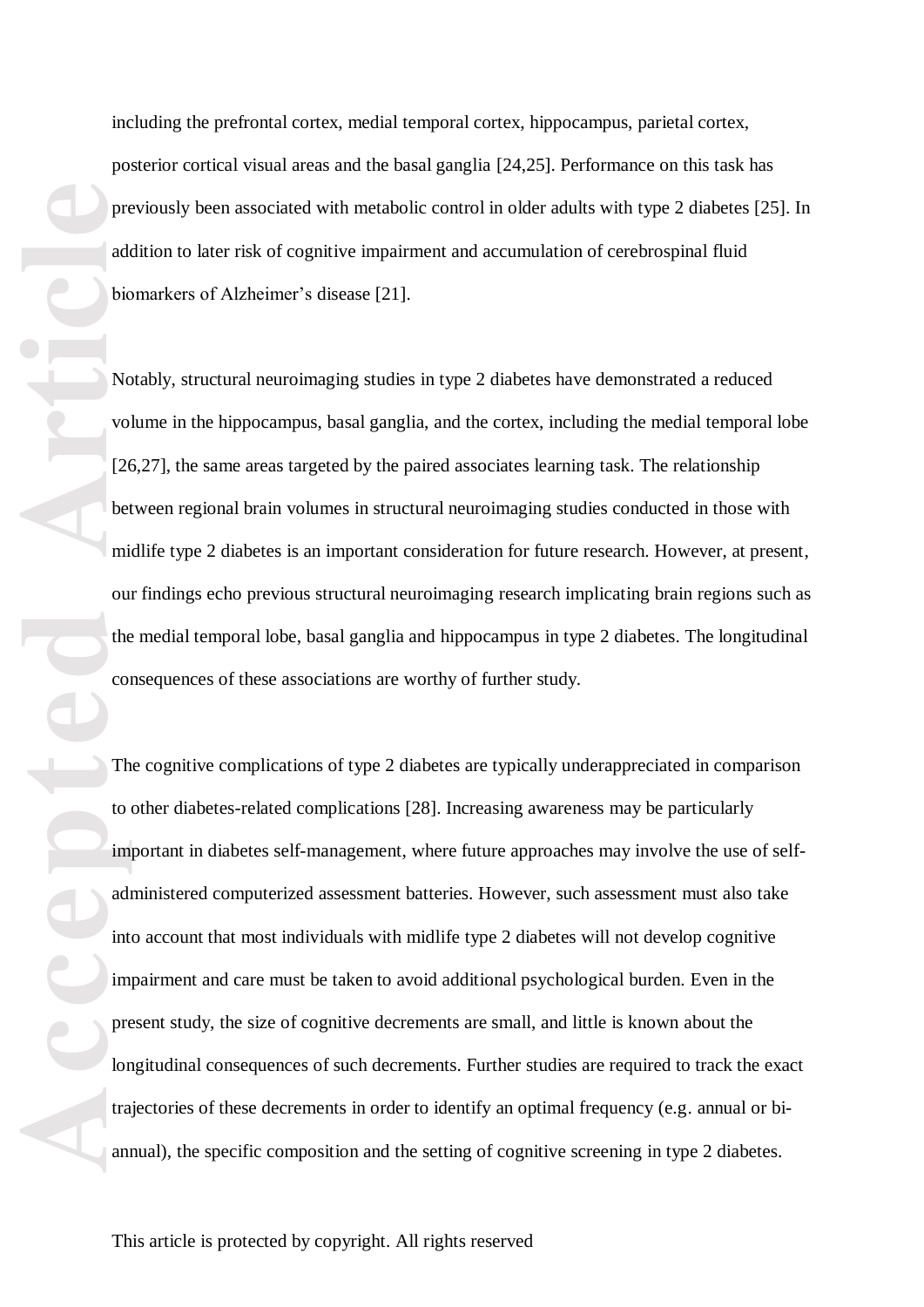including the prefrontal cortex, medial temporal cortex, hippocampus, parietal cortex, posterior cortical visual areas and the basal ganglia [24,25]. Performance on this task has previously been associated with metabolic control in older adults with type 2 diabetes [25]. In addition to later risk of cognitive impairment and accumulation of cerebrospinal fluid biomarkers of Alzheimer's disease [21].

Notably, structural neuroimaging studies in type 2 diabetes have demonstrated a reduced volume in the hippocampus, basal ganglia, and the cortex, including the medial temporal lobe [26,27], the same areas targeted by the paired associates learning task. The relationship between regional brain volumes in structural neuroimaging studies conducted in those with midlife type 2 diabetes is an important consideration for future research. However, at present, our findings echo previous structural neuroimaging research implicating brain regions such as the medial temporal lobe, basal ganglia and hippocampus in type 2 diabetes. The longitudinal consequences of these associations are worthy of further study.

The cognitive complications of type 2 diabetes are typically underappreciated in comparison to other diabetes-related complications [28]. Increasing awareness may be particularly important in diabetes self-management, where future approaches may involve the use of self-administered computerized assessment batteries. However, such assessment must also take into account that most individuals with midlife type 2 diabetes will not develop cognitive impairment and care must be taken to avoid additional psychological burden. Even in the present study, the size of cognitive decrements are small, and little is known about the longitudinal consequences of such decrements. Further studies are required to track the exact trajectories of these decrements in order to identify an optimal frequency (e.g. annual or bi-annual), the specific composition and the setting of cognitive screening in type 2 diabetes.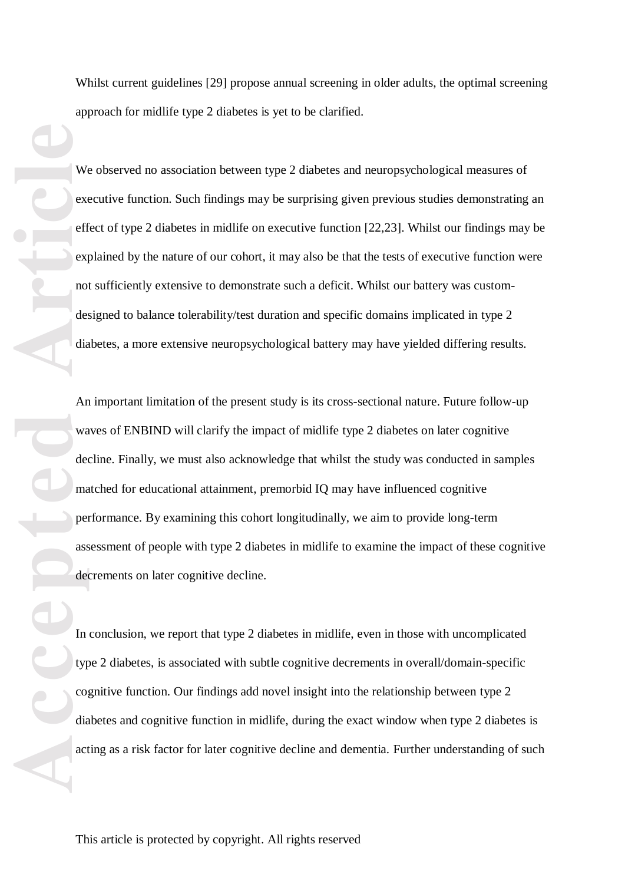Whilst current guidelines [29] propose annual screening in older adults, the optimal screening approach for midlife type 2 diabetes is yet to be clarified.

We observed no association between type 2 diabetes and neuropsychological measures of executive function. Such findings may be surprising given previous studies demonstrating an effect of type 2 diabetes in midlife on executive function [22,23]. Whilst our findings may be explained by the nature of our cohort, it may also be that the tests of executive function were not sufficiently extensive to demonstrate such a deficit. Whilst our battery was custom-designed to balance tolerability/test duration and specific domains implicated in type 2 diabetes, a more extensive neuropsychological battery may have yielded differing results.

An important limitation of the present study is its cross-sectional nature. Future follow-up waves of ENBIND will clarify the impact of midlife type 2 diabetes on later cognitive decline. Finally, we must also acknowledge that whilst the study was conducted in samples matched for educational attainment, premorbid IQ may have influenced cognitive performance. By examining this cohort longitudinally, we aim to provide long-term assessment of people with type 2 diabetes in midlife to examine the impact of these cognitive decrements on later cognitive decline.

In conclusion, we report that type 2 diabetes in midlife, even in those with uncomplicated type 2 diabetes, is associated with subtle cognitive decrements in overall/domain-specific cognitive function. Our findings add novel insight into the relationship between type 2 diabetes and cognitive function in midlife, during the exact window when type 2 diabetes is acting as a risk factor for later cognitive decline and dementia. Further understanding of such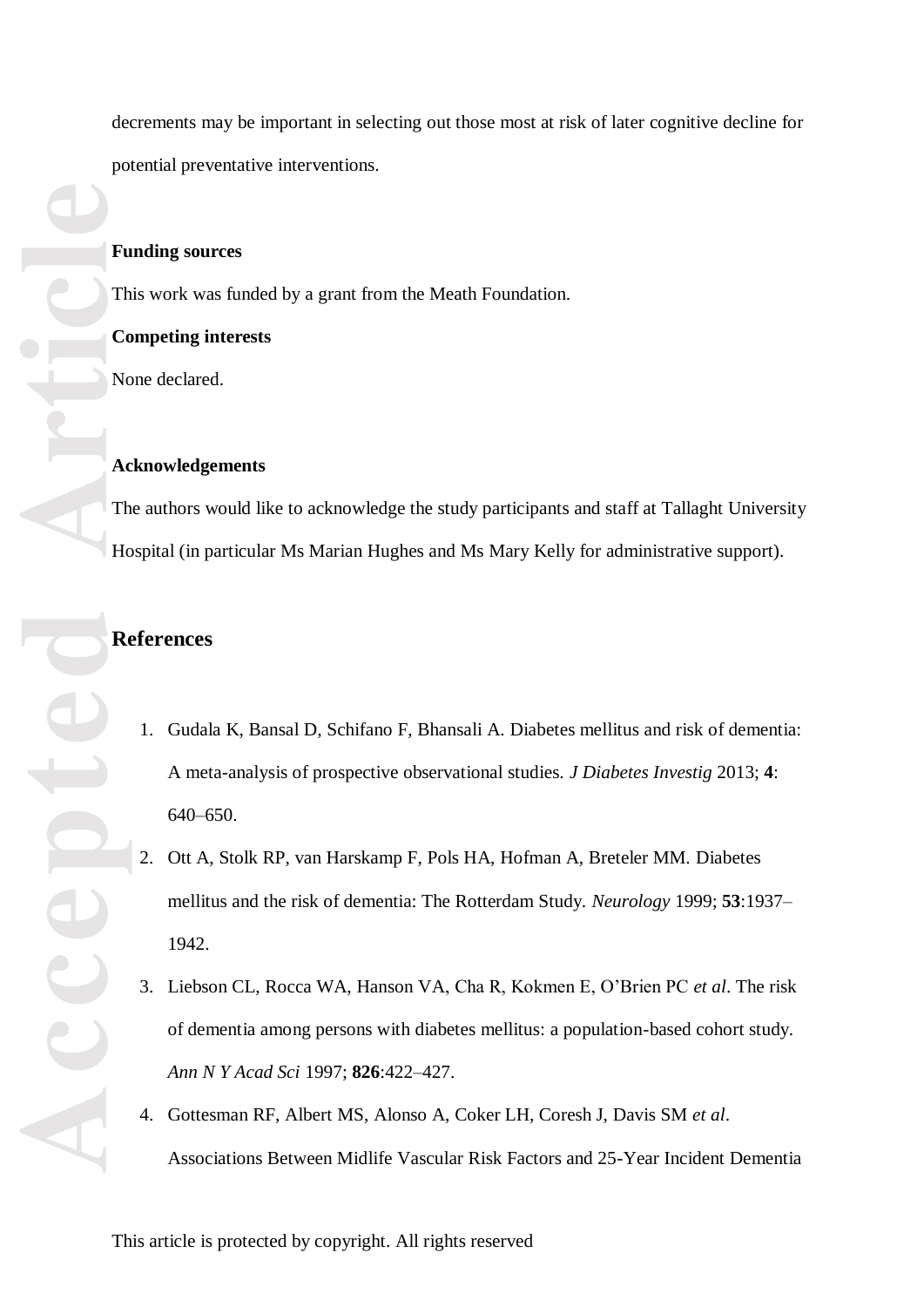decrements may be important in selecting out those most at risk of later cognitive decline for potential preventative interventions.

**Funding sources**

This work was funded by a grant from the Meath Foundation.

**Competing interests**

None declared.

**Acknowledgements**

The authors would like to acknowledge the study participants and staff at Tallaght University Hospital (in particular Ms Marian Hughes and Ms Mary Kelly for administrative support).

## References

1. Gudala K, Bansal D, Schifano F, Bhansali A. Diabetes mellitus and risk of dementia: A meta-analysis of prospective observational studies. *J Diabetes Investig* 2013; **4**: 640–650.
2. Ott A, Stolk RP, van Harskamp F, Pols HA, Hofman A, Breteler MM. Diabetes mellitus and the risk of dementia: The Rotterdam Study. *Neurology* 1999; **53**:1937–1942.
3. Liebson CL, Rocca WA, Hanson VA, Cha R, Kokmen E, O'Brien PC *et al*. The risk of dementia among persons with diabetes mellitus: a population-based cohort study. *Ann N Y Acad Sci* 1997; **826**:422–427.
4. Gottesman RF, Albert MS, Alonso A, Coker LH, Coresh J, Davis SM *et al*. Associations Between Midlife Vascular Risk Factors and 25-Year Incident Dementia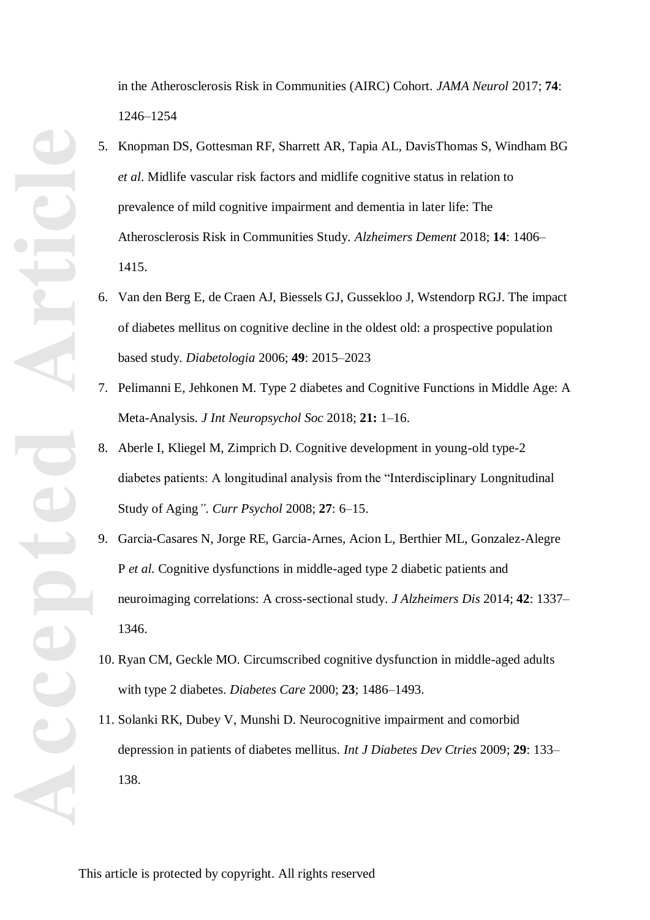in the Atherosclerosis Risk in Communities (AIRC) Cohort. *JAMA Neurol* 2017; **74**: 1246–1254

5. Knopman DS, Gottesman RF, Sharrett AR, Tapia AL, DavisThomas S, Windham BG *et al*. Midlife vascular risk factors and midlife cognitive status in relation to prevalence of mild cognitive impairment and dementia in later life: The Atherosclerosis Risk in Communities Study. *Alzheimers Dement* 2018; **14**: 1406–1415.
6. Van den Berg E, de Craen AJ, Biessels GJ, Gussekloo J, Wstendorp RGJ. The impact of diabetes mellitus on cognitive decline in the oldest old: a prospective population based study. *Diabetologia* 2006; **49**: 2015–2023
7. Pelimanni E, Jehkonen M. Type 2 diabetes and Cognitive Functions in Middle Age: A Meta-Analysis. *J Int Neuropsychol Soc* 2018; **21:** 1–16.
8. Aberle I, Kliegel M, Zimprich D. Cognitive development in young-old type-2 diabetes patients: A longitudinal analysis from the "Interdisciplinary Longnitudinal Study of Aging*". Curr Psychol* 2008; **27**: 6–15.
9. Garcia-Casares N, Jorge RE, Garcia-Arnes, Acion L, Berthier ML, Gonzalez-Alegre P *et al.* Cognitive dysfunctions in middle-aged type 2 diabetic patients and neuroimaging correlations: A cross-sectional study. *J Alzheimers Dis* 2014; **42**: 1337–1346.
10. Ryan CM, Geckle MO. Circumscribed cognitive dysfunction in middle-aged adults with type 2 diabetes. *Diabetes Care* 2000; **23**; 1486–1493.
11. Solanki RK, Dubey V, Munshi D. Neurocognitive impairment and comorbid depression in patients of diabetes mellitus. *Int J Diabetes Dev Ctries* 2009; **29**: 133–138.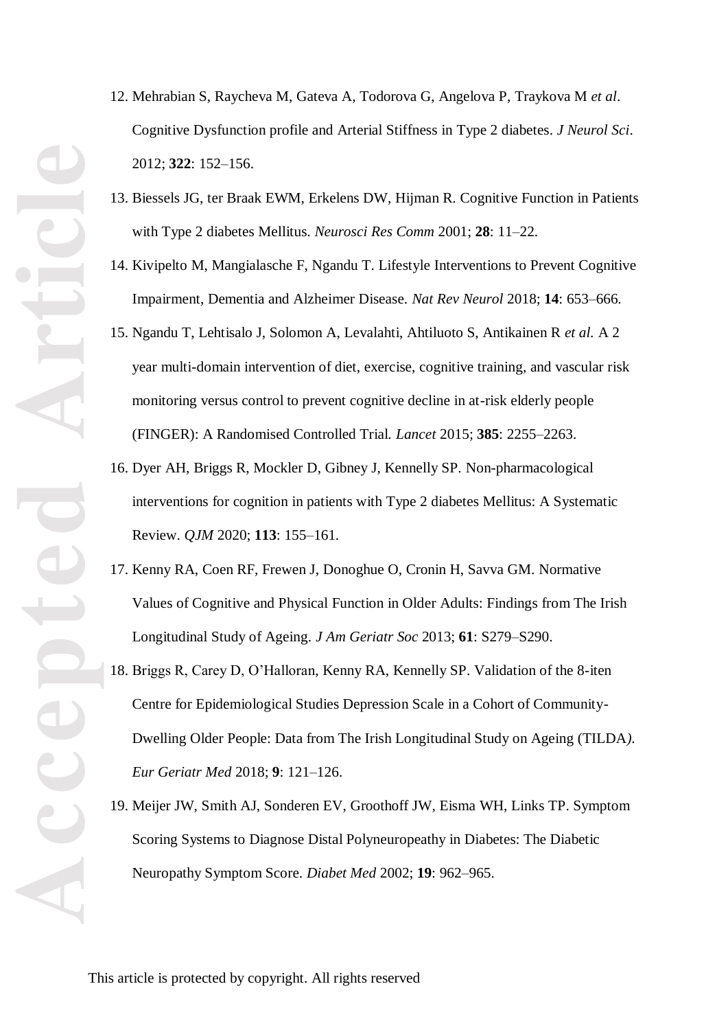12. Mehrabian S, Raycheva M, Gateva A, Todorova G, Angelova P, Traykova M *et al*. Cognitive Dysfunction profile and Arterial Stiffness in Type 2 diabetes. *J Neurol Sci*. 2012; **322**: 152–156.

13. Biessels JG, ter Braak EWM, Erkelens DW, Hijman R. Cognitive Function in Patients with Type 2 diabetes Mellitus. *Neurosci Res Comm* 2001; **28**: 11–22.

14. Kivipelto M, Mangialasche F, Ngandu T. Lifestyle Interventions to Prevent Cognitive Impairment, Dementia and Alzheimer Disease. *Nat Rev Neurol* 2018; **14**: 653–666.

15. Ngandu T, Lehtisalo J, Solomon A, Levalahti, Ahtiluoto S, Antikainen R *et al.* A 2 year multi-domain intervention of diet, exercise, cognitive training, and vascular risk monitoring versus control to prevent cognitive decline in at-risk elderly people (FINGER): A Randomised Controlled Trial. *Lancet* 2015; **385**: 2255–2263.

16. Dyer AH, Briggs R, Mockler D, Gibney J, Kennelly SP. Non-pharmacological interventions for cognition in patients with Type 2 diabetes Mellitus: A Systematic Review. *QJM* 2020; **113**: 155–161.

17. Kenny RA, Coen RF, Frewen J, Donoghue O, Cronin H, Savva GM. Normative Values of Cognitive and Physical Function in Older Adults: Findings from The Irish Longitudinal Study of Ageing. *J Am Geriatr Soc* 2013; **61**: S279–S290.

18. Briggs R, Carey D, O'Halloran, Kenny RA, Kennelly SP. Validation of the 8-iten Centre for Epidemiological Studies Depression Scale in a Cohort of Community-Dwelling Older People: Data from The Irish Longitudinal Study on Ageing (TILDA). *Eur Geriatr Med* 2018; **9**: 121–126.

19. Meijer JW, Smith AJ, Sonderen EV, Groothoff JW, Eisma WH, Links TP. Symptom Scoring Systems to Diagnose Distal Polyneuropeathy in Diabetes: The Diabetic Neuropathy Symptom Score. *Diabet Med* 2002; **19**: 962–965.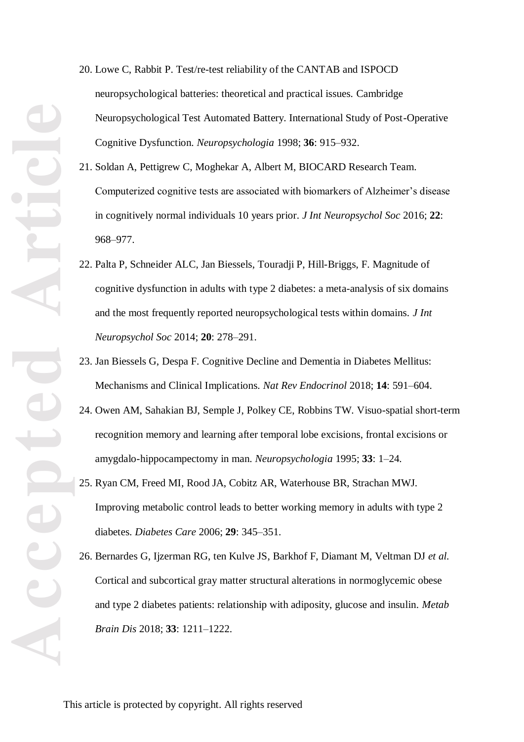20. Lowe C, Rabbit P. Test/re-test reliability of the CANTAB and ISPOCD neuropsychological batteries: theoretical and practical issues. Cambridge Neuropsychological Test Automated Battery. International Study of Post-Operative Cognitive Dysfunction. *Neuropsychologia* 1998; **36**: 915–932.
21. Soldan A, Pettigrew C, Moghekar A, Albert M, BIOCARD Research Team. Computerized cognitive tests are associated with biomarkers of Alzheimer's disease in cognitively normal individuals 10 years prior. *J Int Neuropsychol Soc* 2016; **22**: 968–977.
22. Palta P, Schneider ALC, Jan Biessels, Touradji P, Hill-Briggs, F. Magnitude of cognitive dysfunction in adults with type 2 diabetes: a meta-analysis of six domains and the most frequently reported neuropsychological tests within domains. *J Int Neuropsychol Soc* 2014; **20**: 278–291.
23. Jan Biessels G, Despa F. Cognitive Decline and Dementia in Diabetes Mellitus: Mechanisms and Clinical Implications. *Nat Rev Endocrinol* 2018; **14**: 591–604.
24. Owen AM, Sahakian BJ, Semple J, Polkey CE, Robbins TW. Visuo-spatial short-term recognition memory and learning after temporal lobe excisions, frontal excisions or amygdalo-hippocampectomy in man. *Neuropsychologia* 1995; **33**: 1–24.
25. Ryan CM, Freed MI, Rood JA, Cobitz AR, Waterhouse BR, Strachan MWJ. Improving metabolic control leads to better working memory in adults with type 2 diabetes. *Diabetes Care* 2006; **29**: 345–351.
26. Bernardes G, Ijzerman RG, ten Kulve JS, Barkhof F, Diamant M, Veltman DJ *et al.* Cortical and subcortical gray matter structural alterations in normoglycemic obese and type 2 diabetes patients: relationship with adiposity, glucose and insulin. *Metab Brain Dis* 2018; **33**: 1211–1222.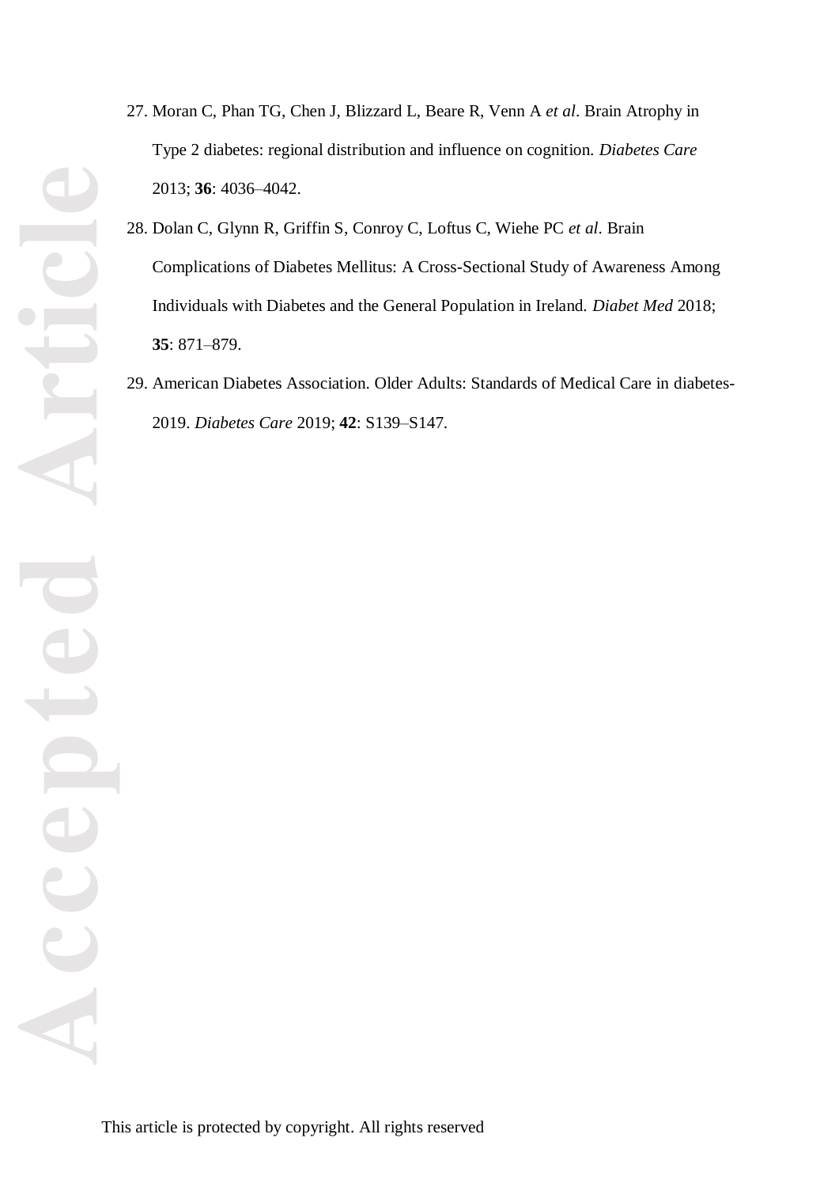27. Moran C, Phan TG, Chen J, Blizzard L, Beare R, Venn A *et al*. Brain Atrophy in Type 2 diabetes: regional distribution and influence on cognition. *Diabetes Care* 2013; **36**: 4036–4042.
28. Dolan C, Glynn R, Griffin S, Conroy C, Loftus C, Wiehe PC *et al*. Brain Complications of Diabetes Mellitus: A Cross-Sectional Study of Awareness Among Individuals with Diabetes and the General Population in Ireland. *Diabet Med* 2018; **35**: 871–879.
29. American Diabetes Association. Older Adults: Standards of Medical Care in diabetes-2019. *Diabetes Care* 2019; **42**: S139–S147.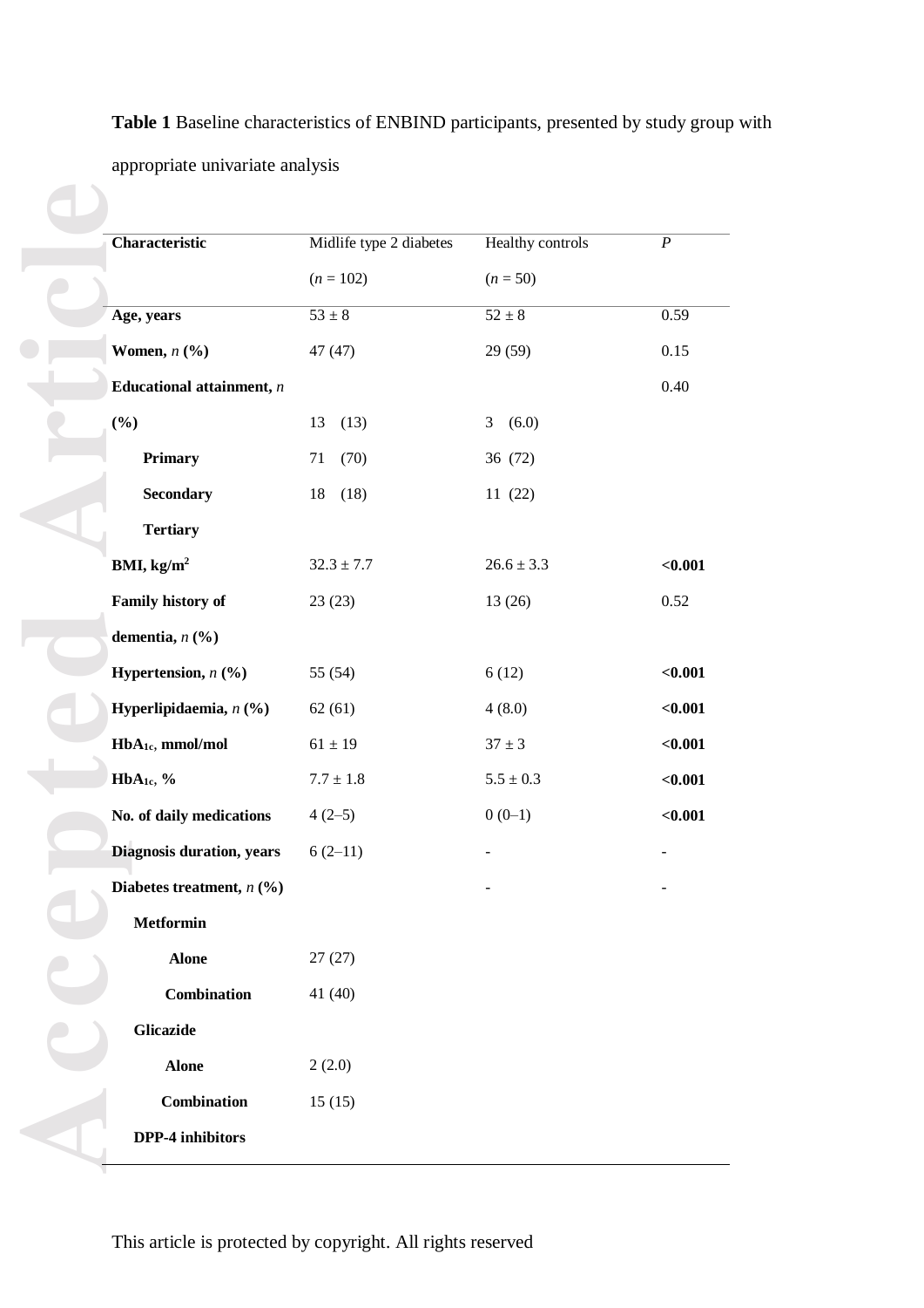**Table 1** Baseline characteristics of ENBIND participants, presented by study group with appropriate univariate analysis

| Characteristic | Midlife type 2 diabetes ($n$ = 102) | Healthy controls ($n$ = 50) | $P$ |
|---|---|---|---|
| **Age, years** | 53 ± 8 | 52 ± 8 | 0.59 |
| **Women, $n$ (%)** | 47 (47) | 29 (59) | 0.15 |
| **Educational attainment, $n$ (%)** | | | 0.40 |
| **Primary** | 13 (13) | 3 (6.0) | |
| **Secondary** | 71 (70) | 36 (72) | |
| **Tertiary** | 18 (18) | 11 (22) | |
| **BMI, kg/m$^2$** | 32.3 ± 7.7 | 26.6 ± 3.3 | **<0.001** |
| **Family history of dementia, $n$ (%)** | 23 (23) | 13 (26) | 0.52 |
| **Hypertension, $n$ (%)** | 55 (54) | 6 (12) | **<0.001** |
| **Hyperlipidaemia, $n$ (%)** | 62 (61) | 4 (8.0) | **<0.001** |
| **$HbA_{1c}$, mmol/mol** | 61 ± 19 | 37 ± 3 | **<0.001** |
| **$HbA_{1c}$, %** | 7.7 ± 1.8 | 5.5 ± 0.3 | **<0.001** |
| **No. of daily medications** | 4 (2–5) | 0 (0–1) | **<0.001** |
| **Diagnosis duration, years** | 6 (2–11) | - | - |
| **Diabetes treatment, $n$ (%)** | | - | - |
| **Metformin** | | | |
| **Alone** | 27 (27) | | |
| **Combination** | 41 (40) | | |
| **Glicazide** | | | |
| **Alone** | 2 (2.0) | | |
| **Combination** | 15 (15) | | |
| **DPP-4 inhibitors** | | | |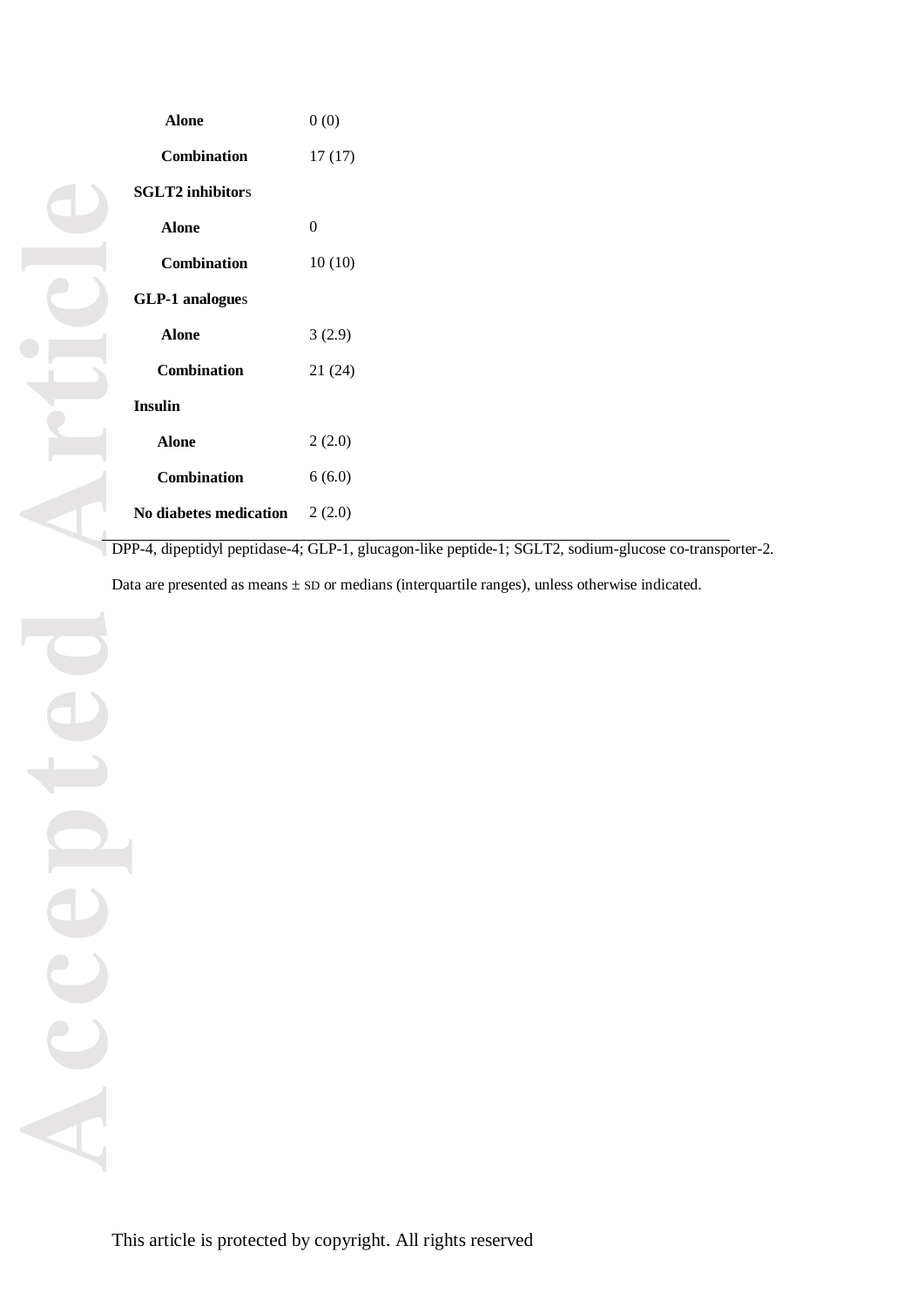| | |
|---|---|
| **Alone** | 0 (0) |
| **Combination** | 17 (17) |
| **SGLT2 inhibitors** | |
| **Alone** | 0 |
| **Combination** | 10 (10) |
| **GLP-1 analogues** | |
| **Alone** | 3 (2.9) |
| **Combination** | 21 (24) |
| **Insulin** | |
| **Alone** | 2 (2.0) |
| **Combination** | 6 (6.0) |
| **No diabetes medication** | 2 (2.0) |

DPP-4, dipeptidyl peptidase-4; GLP-1, glucagon-like peptide-1; SGLT2, sodium-glucose co-transporter-2.

Data are presented as means ± SD or medians (interquartile ranges), unless otherwise indicated.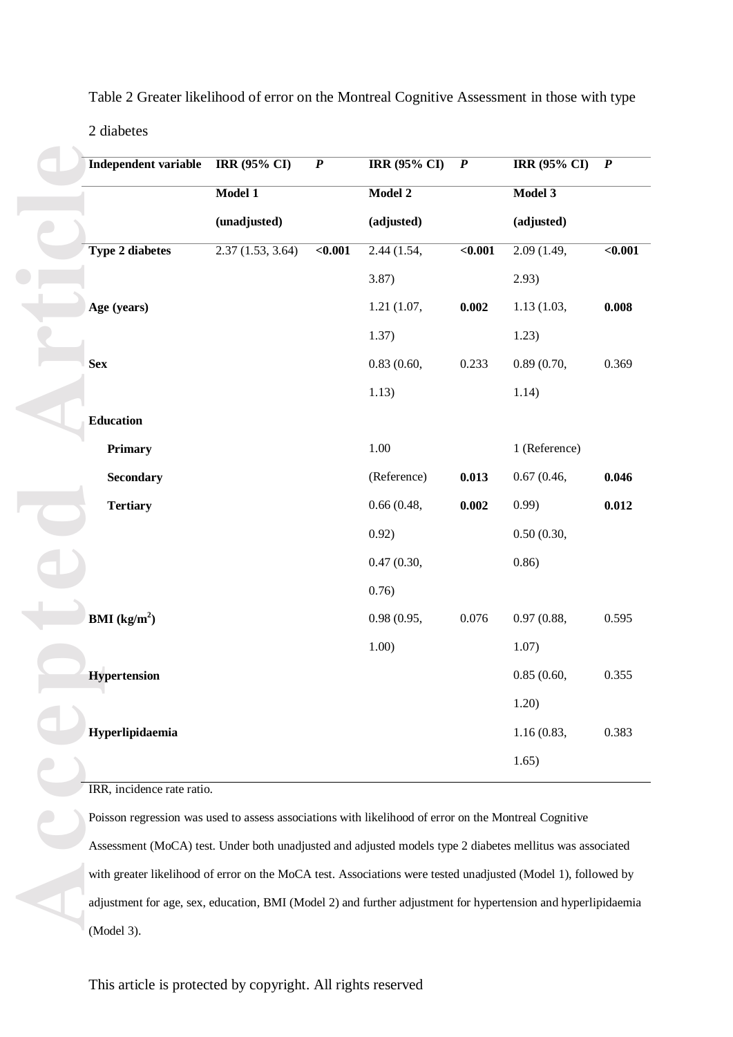Table 2 Greater likelihood of error on the Montreal Cognitive Assessment in those with type 2 diabetes

| Independent variable | IRR (95% CI) | *P* | IRR (95% CI) | *P* | IRR (95% CI) | *P* |
|---|---|---|---|---|---|---|
| | **Model 1 (unadjusted)** | | **Model 2 (adjusted)** | | **Model 3 (adjusted)** | |
| **Type 2 diabetes** | 2.37 (1.53, 3.64) | **<0.001** | 2.44 (1.54, 3.87) | **<0.001** | 2.09 (1.49, 2.93) | **<0.001** |
| **Age (years)** | | | 1.21 (1.07, 1.37) | **0.002** | 1.13 (1.03, 1.23) | **0.008** |
| **Sex** | | | 0.83 (0.60, 1.13) | 0.233 | 0.89 (0.70, 1.14) | 0.369 |
| **Education** | | | | | | |
| **Primary** | | | 1.00 (Reference) | | 1 (Reference) | |
| **Secondary** | | | 0.66 (0.48, 0.92) | **0.013** | 0.67 (0.46, 0.99) | **0.046** |
| **Tertiary** | | | 0.47 (0.30, 0.76) | **0.002** | 0.50 (0.30, 0.86) | **0.012** |
| **BMI (kg/m$^2$)** | | | 0.98 (0.95, 1.00) | 0.076 | 0.97 (0.88, 1.07) | 0.595 |
| **Hypertension** | | | | | 0.85 (0.60, 1.20) | 0.355 |
| **Hyperlipidaemia** | | | | | 1.16 (0.83, 1.65) | 0.383 |

IRR, incidence rate ratio.

Poisson regression was used to assess associations with likelihood of error on the Montreal Cognitive Assessment (MoCA) test. Under both unadjusted and adjusted models type 2 diabetes mellitus was associated with greater likelihood of error on the MoCA test. Associations were tested unadjusted (Model 1), followed by adjustment for age, sex, education, BMI (Model 2) and further adjustment for hypertension and hyperlipidaemia (Model 3).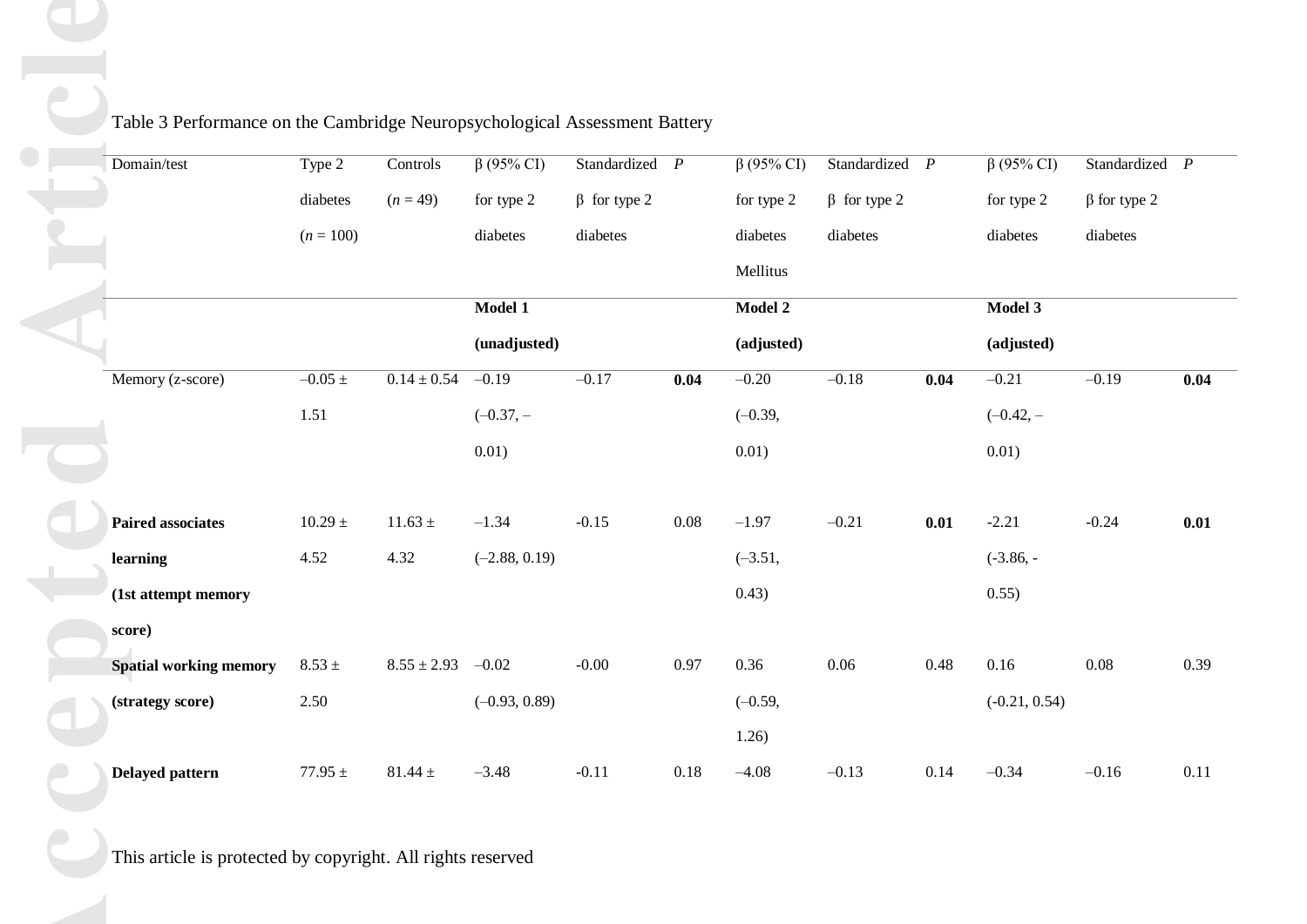Table 3 Performance on the Cambridge Neuropsychological Assessment Battery

| Domain/test | Type 2 diabetes (*n* = 100) | Controls (*n* = 49) | β (95% CI) for type 2 diabetes | Standardized β for type 2 diabetes | *P* | β (95% CI) for type 2 diabetes Mellitus | Standardized β for type 2 diabetes | *P* | β (95% CI) for type 2 diabetes | Standardized β for type 2 diabetes | *P* |
|---|---|---|---|---|---|---|---|---|---|---|---|
| | | | **Model 1 (unadjusted)** | | | **Model 2 (adjusted)** | | | **Model 3 (adjusted)** | | |
| Memory (z-score) | –0.05 ± 1.51 | 0.14 ± 0.54 | –0.19 (–0.37, –0.01) | –0.17 | **0.04** | –0.20 (–0.39, 0.01) | –0.18 | **0.04** | –0.21 (–0.42, –0.01) | –0.19 | **0.04** |
| **Paired associates learning (1st attempt memory score)** | 10.29 ± 4.52 | 11.63 ± 4.32 | –1.34 (–2.88, 0.19) | -0.15 | 0.08 | –1.97 (–3.51, 0.43) | –0.21 | **0.01** | -2.21 (-3.86, -0.55) | -0.24 | **0.01** |
| **Spatial working memory (strategy score)** | 8.53 ± 2.50 | 8.55 ± 2.93 | –0.02 (–0.93, 0.89) | -0.00 | 0.97 | 0.36 (–0.59, 1.26) | 0.06 | 0.48 | 0.16 (-0.21, 0.54) | 0.08 | 0.39 |
| **Delayed pattern** | 77.95 ± | 81.44 ± | –3.48 | -0.11 | 0.18 | –4.08 | –0.13 | 0.14 | –0.34 | –0.16 | 0.11 |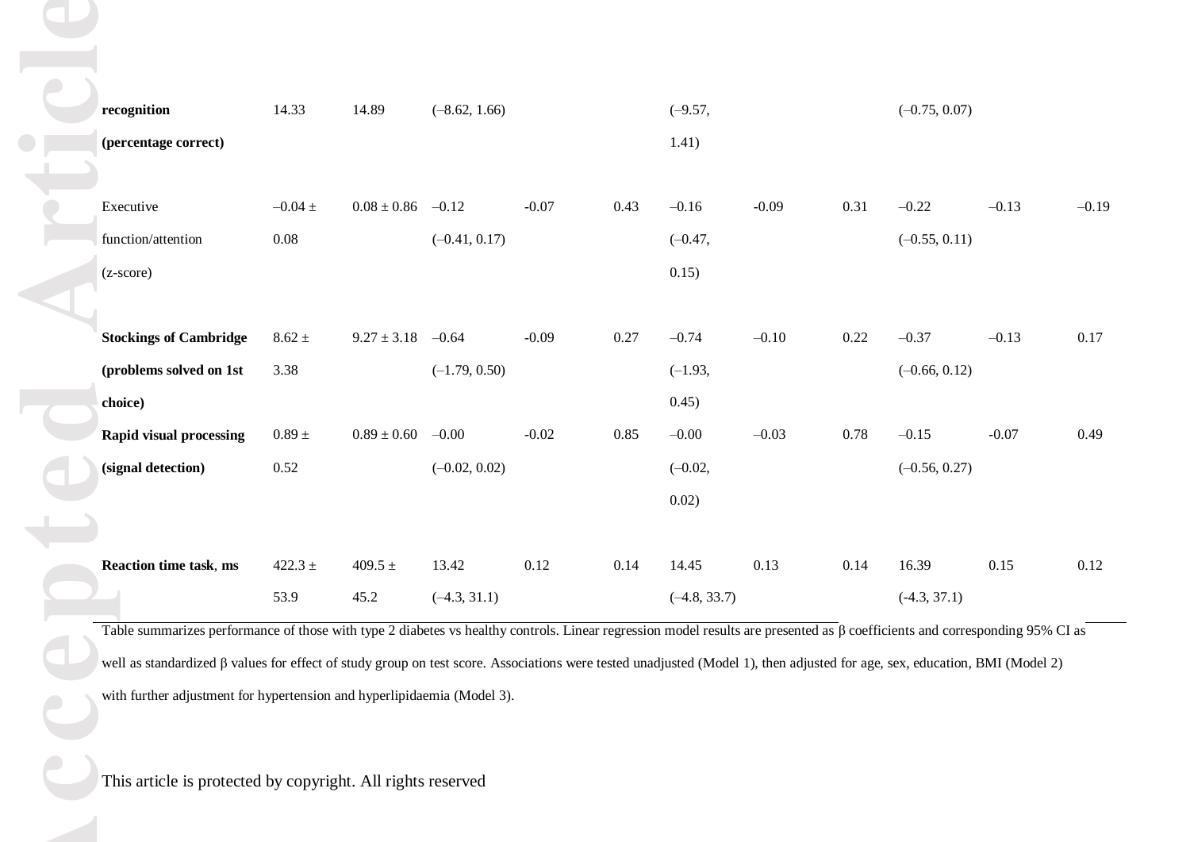| | | | | | | | | | | | |
|---|---|---|---|---|---|---|---|---|---|---|---|
| **recognition (percentage correct)** | 14.33 | 14.89 | (–8.62, 1.66) | | | (–9.57, 1.41) | | | (–0.75, 0.07) | | |
| Executive function/attention (z-score) | –0.04 ± 0.08 | 0.08 ± 0.86 | –0.12 (–0.41, 0.17) | -0.07 | 0.43 | –0.16 (–0.47, 0.15) | -0.09 | 0.31 | –0.22 (–0.55, 0.11) | –0.13 | –0.19 |
| **Stockings of Cambridge (problems solved on 1st choice)** | 8.62 ± 3.38 | 9.27 ± 3.18 | –0.64 (–1.79, 0.50) | -0.09 | 0.27 | –0.74 (–1.93, 0.45) | –0.10 | 0.22 | –0.37 (–0.66, 0.12) | –0.13 | 0.17 |
| **Rapid visual processing (signal detection)** | 0.89 ± 0.52 | 0.89 ± 0.60 | –0.00 (–0.02, 0.02) | -0.02 | 0.85 | –0.00 (–0.02, 0.02) | –0.03 | 0.78 | –0.15 (–0.56, 0.27) | -0.07 | 0.49 |
| **Reaction time task**, **ms** | 422.3 ± 53.9 | 409.5 ± 45.2 | 13.42 (–4.3, 31.1) | 0.12 | 0.14 | 14.45 (–4.8, 33.7) | 0.13 | 0.14 | 16.39 (-4.3, 37.1) | 0.15 | 0.12 |

Table summarizes performance of those with type 2 diabetes vs healthy controls. Linear regression model results are presented as β coefficients and corresponding 95% CI as well as standardized β values for effect of study group on test score. Associations were tested unadjusted (Model 1), then adjusted for age, sex, education, BMI (Model 2) with further adjustment for hypertension and hyperlipidaemia (Model 3).